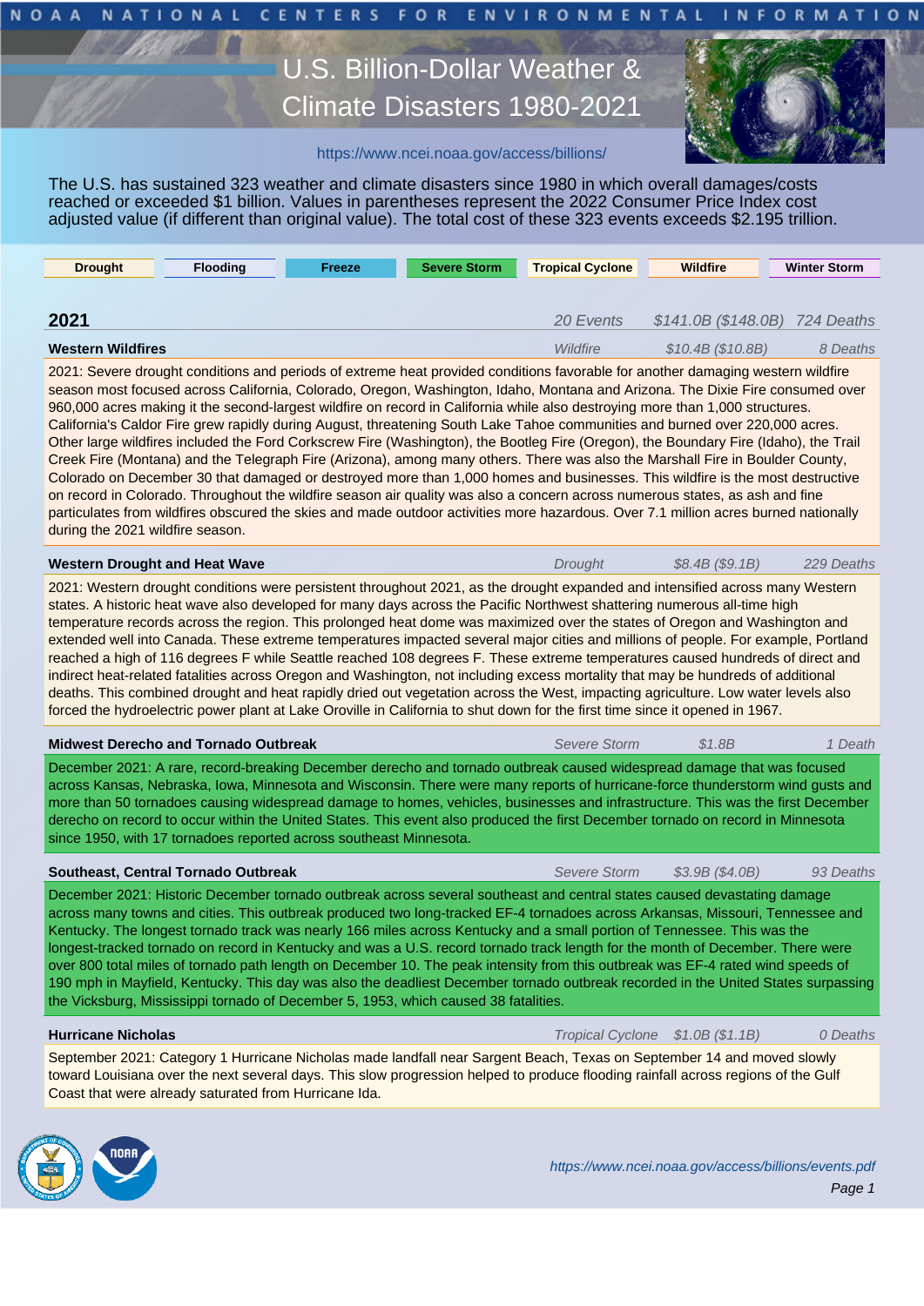NOAA NATIONAL CENTERS FOR ENVIRONMENTAL INFORMATION

# U.S. Billion-Dollar Weather & Climate Disasters 1980-2021

https://www.ncei.noaa.gov/access/billions/

The U.S. has sustained 323 weather and climate disasters since 1980 in which overall damages/costs reached or exceeded $1 billion. Values in parentheses represent the 2022 Consumer Price Index cost adjusted value (if different than original value). The total cost of these 323 events exceeds $2.195 trillion.

| Drought | Flooding | Freeze | Severe Storm | Tropical Cyclone | Wildfire | Winter Storm |
|---|---|---|---|---|---|---|

## 2021

*20 Events* | *$141.0B ($148.0B)* | *724 Deaths*

### Western Wildfires

*Wildfire* | *$10.4B ($10.8B)* | *8 Deaths*

2021: Severe drought conditions and periods of extreme heat provided conditions favorable for another damaging western wildfire season most focused across California, Colorado, Oregon, Washington, Idaho, Montana and Arizona. The Dixie Fire consumed over 960,000 acres making it the second-largest wildfire on record in California while also destroying more than 1,000 structures. California's Caldor Fire grew rapidly during August, threatening South Lake Tahoe communities and burned over 220,000 acres. Other large wildfires included the Ford Corkscrew Fire (Washington), the Bootleg Fire (Oregon), the Boundary Fire (Idaho), the Trail Creek Fire (Montana) and the Telegraph Fire (Arizona), among many others. There was also the Marshall Fire in Boulder County, Colorado on December 30 that damaged or destroyed more than 1,000 homes and businesses. This wildfire is the most destructive on record in Colorado. Throughout the wildfire season air quality was also a concern across numerous states, as ash and fine particulates from wildfires obscured the skies and made outdoor activities more hazardous. Over 7.1 million acres burned nationally during the 2021 wildfire season.

### Western Drought and Heat Wave

*Drought* | *$8.4B ($9.1B)* | *229 Deaths*

2021: Western drought conditions were persistent throughout 2021, as the drought expanded and intensified across many Western states. A historic heat wave also developed for many days across the Pacific Northwest shattering numerous all-time high temperature records across the region. This prolonged heat dome was maximized over the states of Oregon and Washington and extended well into Canada. These extreme temperatures impacted several major cities and millions of people. For example, Portland reached a high of 116 degrees F while Seattle reached 108 degrees F. These extreme temperatures caused hundreds of direct and indirect heat-related fatalities across Oregon and Washington, not including excess mortality that may be hundreds of additional deaths. This combined drought and heat rapidly dried out vegetation across the West, impacting agriculture. Low water levels also forced the hydroelectric power plant at Lake Oroville in California to shut down for the first time since it opened in 1967.

### Midwest Derecho and Tornado Outbreak

*Severe Storm* | *$1.8B* | *1 Death*

December 2021: A rare, record-breaking December derecho and tornado outbreak caused widespread damage that was focused across Kansas, Nebraska, Iowa, Minnesota and Wisconsin. There were many reports of hurricane-force thunderstorm wind gusts and more than 50 tornadoes causing widespread damage to homes, vehicles, businesses and infrastructure. This was the first December derecho on record to occur within the United States. This event also produced the first December tornado on record in Minnesota since 1950, with 17 tornadoes reported across southeast Minnesota.

### Southeast, Central Tornado Outbreak

*Severe Storm* | *$3.9B ($4.0B)* | *93 Deaths*

December 2021: Historic December tornado outbreak across several southeast and central states caused devastating damage across many towns and cities. This outbreak produced two long-tracked EF-4 tornadoes across Arkansas, Missouri, Tennessee and Kentucky. The longest tornado track was nearly 166 miles across Kentucky and a small portion of Tennessee. This was the longest-tracked tornado on record in Kentucky and was a U.S. record tornado track length for the month of December. There were over 800 total miles of tornado path length on December 10. The peak intensity from this outbreak was EF-4 rated wind speeds of 190 mph in Mayfield, Kentucky. This day was also the deadliest December tornado outbreak recorded in the United States surpassing the Vicksburg, Mississippi tornado of December 5, 1953, which caused 38 fatalities.

### Hurricane Nicholas

*Tropical Cyclone* | *$1.0B ($1.1B)* | *0 Deaths*

September 2021: Category 1 Hurricane Nicholas made landfall near Sargent Beach, Texas on September 14 and moved slowly toward Louisiana over the next several days. This slow progression helped to produce flooding rainfall across regions of the Gulf Coast that were already saturated from Hurricane Ida.

https://www.ncei.noaa.gov/access/billions/events.pdf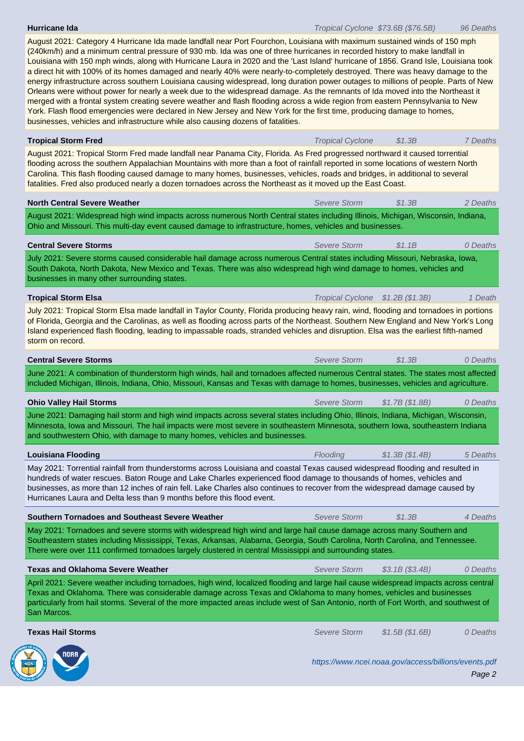**Hurricane Ida** — *Tropical Cyclone* — *$73.6B ($76.5B)* — *96 Deaths*

August 2021: Category 4 Hurricane Ida made landfall near Port Fourchon, Louisiana with maximum sustained winds of 150 mph (240km/h) and a minimum central pressure of 930 mb. Ida was one of three hurricanes in recorded history to make landfall in Louisiana with 150 mph winds, along with Hurricane Laura in 2020 and the 'Last Island' hurricane of 1856. Grand Isle, Louisiana took a direct hit with 100% of its homes damaged and nearly 40% were nearly-to-completely destroyed. There was heavy damage to the energy infrastructure across southern Louisiana causing widespread, long duration power outages to millions of people. Parts of New Orleans were without power for nearly a week due to the widespread damage. As the remnants of Ida moved into the Northeast it merged with a frontal system creating severe weather and flash flooding across a wide region from eastern Pennsylvania to New York. Flash flood emergencies were declared in New Jersey and New York for the first time, producing damage to homes, businesses, vehicles and infrastructure while also causing dozens of fatalities.

**Tropical Storm Fred** — *Tropical Cyclone* — *$1.3B* — *7 Deaths*

August 2021: Tropical Storm Fred made landfall near Panama City, Florida. As Fred progressed northward it caused torrential flooding across the southern Appalachian Mountains with more than a foot of rainfall reported in some locations of western North Carolina. This flash flooding caused damage to many homes, businesses, vehicles, roads and bridges, in additional to several fatalities. Fred also produced nearly a dozen tornadoes across the Northeast as it moved up the East Coast.

**North Central Severe Weather** — *Severe Storm* — *$1.3B* — *2 Deaths*

August 2021: Widespread high wind impacts across numerous North Central states including Illinois, Michigan, Wisconsin, Indiana, Ohio and Missouri. This multi-day event caused damage to infrastructure, homes, vehicles and businesses.

**Central Severe Storms** — *Severe Storm* — *$1.1B* — *0 Deaths*

July 2021: Severe storms caused considerable hail damage across numerous Central states including Missouri, Nebraska, Iowa, South Dakota, North Dakota, New Mexico and Texas. There was also widespread high wind damage to homes, vehicles and businesses in many other surrounding states.

**Tropical Storm Elsa** — *Tropical Cyclone* — *$1.2B ($1.3B)* — *1 Death*

July 2021: Tropical Storm Elsa made landfall in Taylor County, Florida producing heavy rain, wind, flooding and tornadoes in portions of Florida, Georgia and the Carolinas, as well as flooding across parts of the Northeast. Southern New England and New York's Long Island experienced flash flooding, leading to impassable roads, stranded vehicles and disruption. Elsa was the earliest fifth-named storm on record.

**Central Severe Storms** — *Severe Storm* — *$1.3B* — *0 Deaths*

June 2021: A combination of thunderstorm high winds, hail and tornadoes affected numerous Central states. The states most affected included Michigan, Illinois, Indiana, Ohio, Missouri, Kansas and Texas with damage to homes, businesses, vehicles and agriculture.

**Ohio Valley Hail Storms** — *Severe Storm* — *$1.7B ($1.8B)* — *0 Deaths*

June 2021: Damaging hail storm and high wind impacts across several states including Ohio, Illinois, Indiana, Michigan, Wisconsin, Minnesota, Iowa and Missouri. The hail impacts were most severe in southeastern Minnesota, southern Iowa, southeastern Indiana and southwestern Ohio, with damage to many homes, vehicles and businesses.

**Louisiana Flooding** — *Flooding* — *$1.3B ($1.4B)* — *5 Deaths*

May 2021: Torrential rainfall from thunderstorms across Louisiana and coastal Texas caused widespread flooding and resulted in hundreds of water rescues. Baton Rouge and Lake Charles experienced flood damage to thousands of homes, vehicles and businesses, as more than 12 inches of rain fell. Lake Charles also continues to recover from the widespread damage caused by Hurricanes Laura and Delta less than 9 months before this flood event.

**Southern Tornadoes and Southeast Severe Weather** — *Severe Storm* — *$1.3B* — *4 Deaths*

May 2021: Tornadoes and severe storms with widespread high wind and large hail cause damage across many Southern and Southeastern states including Mississippi, Texas, Arkansas, Alabama, Georgia, South Carolina, North Carolina, and Tennessee. There were over 111 confirmed tornadoes largely clustered in central Mississippi and surrounding states.

**Texas and Oklahoma Severe Weather** — *Severe Storm* — *$3.1B ($3.4B)* — *0 Deaths*

April 2021: Severe weather including tornadoes, high wind, localized flooding and large hail cause widespread impacts across central Texas and Oklahoma. There was considerable damage across Texas and Oklahoma to many homes, vehicles and businesses particularly from hail storms. Several of the more impacted areas include west of San Antonio, north of Fort Worth, and southwest of San Marcos.

**Texas Hail Storms** — *Severe Storm* — *$1.5B ($1.6B)* — *0 Deaths*

https://www.ncei.noaa.gov/access/billions/events.pdf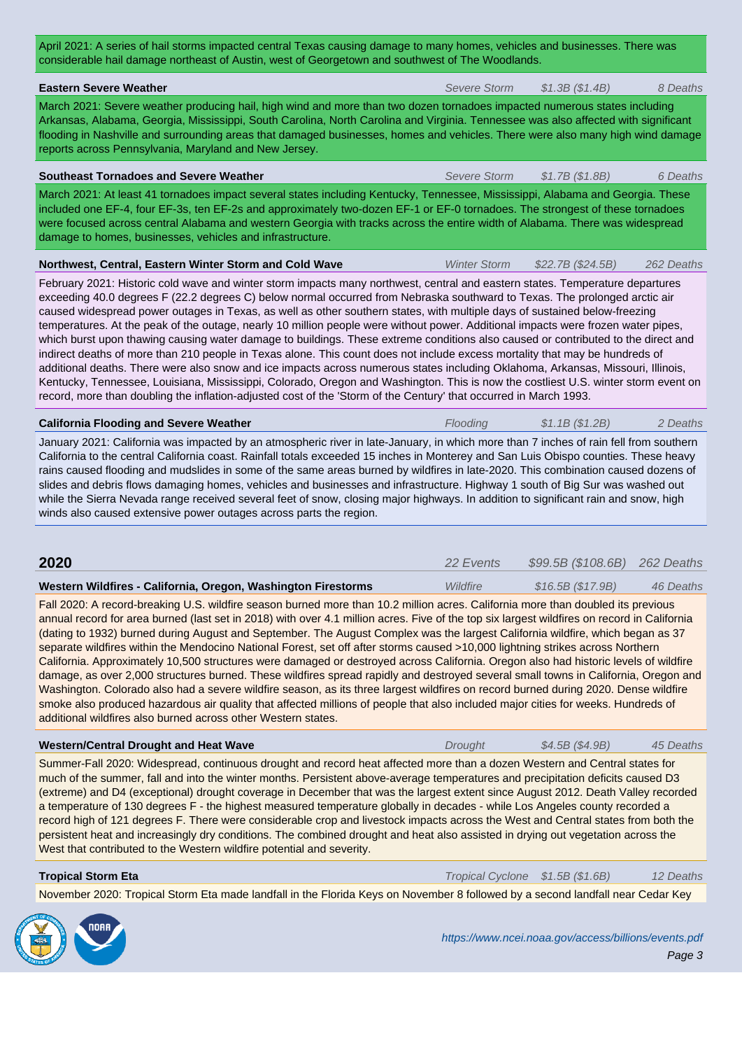April 2021: A series of hail storms impacted central Texas causing damage to many homes, vehicles and businesses. There was considerable hail damage northeast of Austin, west of Georgetown and southwest of The Woodlands.

**Eastern Severe Weather** | *Severe Storm* | *$1.3B ($1.4B)* | *8 Deaths*

March 2021: Severe weather producing hail, high wind and more than two dozen tornadoes impacted numerous states including Arkansas, Alabama, Georgia, Mississippi, South Carolina, North Carolina and Virginia. Tennessee was also affected with significant flooding in Nashville and surrounding areas that damaged businesses, homes and vehicles. There were also many high wind damage reports across Pennsylvania, Maryland and New Jersey.

**Southeast Tornadoes and Severe Weather** | *Severe Storm* | *$1.7B ($1.8B)* | *6 Deaths*

March 2021: At least 41 tornadoes impact several states including Kentucky, Tennessee, Mississippi, Alabama and Georgia. These included one EF-4, four EF-3s, ten EF-2s and approximately two-dozen EF-1 or EF-0 tornadoes. The strongest of these tornadoes were focused across central Alabama and western Georgia with tracks across the entire width of Alabama. There was widespread damage to homes, businesses, vehicles and infrastructure.

**Northwest, Central, Eastern Winter Storm and Cold Wave** | *Winter Storm* | *$22.7B ($24.5B)* | *262 Deaths*

February 2021: Historic cold wave and winter storm impacts many northwest, central and eastern states. Temperature departures exceeding 40.0 degrees F (22.2 degrees C) below normal occurred from Nebraska southward to Texas. The prolonged arctic air caused widespread power outages in Texas, as well as other southern states, with multiple days of sustained below-freezing temperatures. At the peak of the outage, nearly 10 million people were without power. Additional impacts were frozen water pipes, which burst upon thawing causing water damage to buildings. These extreme conditions also caused or contributed to the direct and indirect deaths of more than 210 people in Texas alone. This count does not include excess mortality that may be hundreds of additional deaths. There were also snow and ice impacts across numerous states including Oklahoma, Arkansas, Missouri, Illinois, Kentucky, Tennessee, Louisiana, Mississippi, Colorado, Oregon and Washington. This is now the costliest U.S. winter storm event on record, more than doubling the inflation-adjusted cost of the 'Storm of the Century' that occurred in March 1993.

**California Flooding and Severe Weather** | *Flooding* | *$1.1B ($1.2B)* | *2 Deaths*

January 2021: California was impacted by an atmospheric river in late-January, in which more than 7 inches of rain fell from southern California to the central California coast. Rainfall totals exceeded 15 inches in Monterey and San Luis Obispo counties. These heavy rains caused flooding and mudslides in some of the same areas burned by wildfires in late-2020. This combination caused dozens of slides and debris flows damaging homes, vehicles and businesses and infrastructure. Highway 1 south of Big Sur was washed out while the Sierra Nevada range received several feet of snow, closing major highways. In addition to significant rain and snow, high winds also caused extensive power outages across parts the region.

## 2020 | *22 Events* | *$99.5B ($108.6B)* | *262 Deaths*

**Western Wildfires - California, Oregon, Washington Firestorms** | *Wildfire* | *$16.5B ($17.9B)* | *46 Deaths*

Fall 2020: A record-breaking U.S. wildfire season burned more than 10.2 million acres. California more than doubled its previous annual record for area burned (last set in 2018) with over 4.1 million acres. Five of the top six largest wildfires on record in California (dating to 1932) burned during August and September. The August Complex was the largest California wildfire, which began as 37 separate wildfires within the Mendocino National Forest, set off after storms caused >10,000 lightning strikes across Northern California. Approximately 10,500 structures were damaged or destroyed across California. Oregon also had historic levels of wildfire damage, as over 2,000 structures burned. These wildfires spread rapidly and destroyed several small towns in California, Oregon and Washington. Colorado also had a severe wildfire season, as its three largest wildfires on record burned during 2020. Dense wildfire smoke also produced hazardous air quality that affected millions of people that also included major cities for weeks. Hundreds of additional wildfires also burned across other Western states.

**Western/Central Drought and Heat Wave** | *Drought* | *$4.5B ($4.9B)* | *45 Deaths*

Summer-Fall 2020: Widespread, continuous drought and record heat affected more than a dozen Western and Central states for much of the summer, fall and into the winter months. Persistent above-average temperatures and precipitation deficits caused D3 (extreme) and D4 (exceptional) drought coverage in December that was the largest extent since August 2012. Death Valley recorded a temperature of 130 degrees F - the highest measured temperature globally in decades - while Los Angeles county recorded a record high of 121 degrees F. There were considerable crop and livestock impacts across the West and Central states from both the persistent heat and increasingly dry conditions. The combined drought and heat also assisted in drying out vegetation across the West that contributed to the Western wildfire potential and severity.

**Tropical Storm Eta** | *Tropical Cyclone* | *$1.5B ($1.6B)* | *12 Deaths*

November 2020: Tropical Storm Eta made landfall in the Florida Keys on November 8 followed by a second landfall near Cedar Key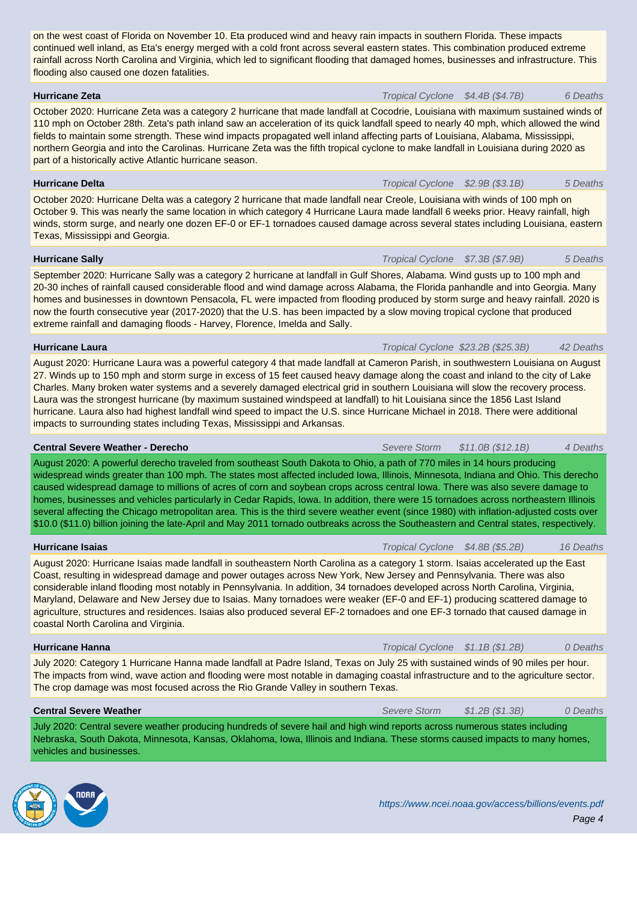on the west coast of Florida on November 10. Eta produced wind and heavy rain impacts in southern Florida. These impacts continued well inland, as Eta's energy merged with a cold front across several eastern states. This combination produced extreme rainfall across North Carolina and Virginia, which led to significant flooding that damaged homes, businesses and infrastructure. This flooding also caused one dozen fatalities.

**Hurricane Zeta** *Tropical Cyclone* *$4.4B ($4.7B)* *6 Deaths*

October 2020: Hurricane Zeta was a category 2 hurricane that made landfall at Cocodrie, Louisiana with maximum sustained winds of 110 mph on October 28th. Zeta's path inland saw an acceleration of its quick landfall speed to nearly 40 mph, which allowed the wind fields to maintain some strength. These wind impacts propagated well inland affecting parts of Louisiana, Alabama, Mississippi, northern Georgia and into the Carolinas. Hurricane Zeta was the fifth tropical cyclone to make landfall in Louisiana during 2020 as part of a historically active Atlantic hurricane season.

**Hurricane Delta** *Tropical Cyclone* *$2.9B ($3.1B)* *5 Deaths*

October 2020: Hurricane Delta was a category 2 hurricane that made landfall near Creole, Louisiana with winds of 100 mph on October 9. This was nearly the same location in which category 4 Hurricane Laura made landfall 6 weeks prior. Heavy rainfall, high winds, storm surge, and nearly one dozen EF-0 or EF-1 tornadoes caused damage across several states including Louisiana, eastern Texas, Mississippi and Georgia.

**Hurricane Sally** *Tropical Cyclone* *$7.3B ($7.9B)* *5 Deaths*

September 2020: Hurricane Sally was a category 2 hurricane at landfall in Gulf Shores, Alabama. Wind gusts up to 100 mph and 20-30 inches of rainfall caused considerable flood and wind damage across Alabama, the Florida panhandle and into Georgia. Many homes and businesses in downtown Pensacola, FL were impacted from flooding produced by storm surge and heavy rainfall. 2020 is now the fourth consecutive year (2017-2020) that the U.S. has been impacted by a slow moving tropical cyclone that produced extreme rainfall and damaging floods - Harvey, Florence, Imelda and Sally.

**Hurricane Laura** *Tropical Cyclone* *$23.2B ($25.3B)* *42 Deaths*

August 2020: Hurricane Laura was a powerful category 4 that made landfall at Cameron Parish, in southwestern Louisiana on August 27. Winds up to 150 mph and storm surge in excess of 15 feet caused heavy damage along the coast and inland to the city of Lake Charles. Many broken water systems and a severely damaged electrical grid in southern Louisiana will slow the recovery process. Laura was the strongest hurricane (by maximum sustained windspeed at landfall) to hit Louisiana since the 1856 Last Island hurricane. Laura also had highest landfall wind speed to impact the U.S. since Hurricane Michael in 2018. There were additional impacts to surrounding states including Texas, Mississippi and Arkansas.

**Central Severe Weather - Derecho** *Severe Storm* *$11.0B ($12.1B)* *4 Deaths*

August 2020: A powerful derecho traveled from southeast South Dakota to Ohio, a path of 770 miles in 14 hours producing widespread winds greater than 100 mph. The states most affected included Iowa, Illinois, Minnesota, Indiana and Ohio. This derecho caused widespread damage to millions of acres of corn and soybean crops across central Iowa. There was also severe damage to homes, businesses and vehicles particularly in Cedar Rapids, Iowa. In addition, there were 15 tornadoes across northeastern Illinois several affecting the Chicago metropolitan area. This is the third severe weather event (since 1980) with inflation-adjusted costs over $10.0 ($11.0) billion joining the late-April and May 2011 tornado outbreaks across the Southeastern and Central states, respectively.

**Hurricane Isaias** *Tropical Cyclone* *$4.8B ($5.2B)* *16 Deaths*

August 2020: Hurricane Isaias made landfall in southeastern North Carolina as a category 1 storm. Isaias accelerated up the East Coast, resulting in widespread damage and power outages across New York, New Jersey and Pennsylvania. There was also considerable inland flooding most notably in Pennsylvania. In addition, 34 tornadoes developed across North Carolina, Virginia, Maryland, Delaware and New Jersey due to Isaias. Many tornadoes were weaker (EF-0 and EF-1) producing scattered damage to agriculture, structures and residences. Isaias also produced several EF-2 tornadoes and one EF-3 tornado that caused damage in coastal North Carolina and Virginia.

**Hurricane Hanna** *Tropical Cyclone* *$1.1B ($1.2B)* *0 Deaths*

July 2020: Category 1 Hurricane Hanna made landfall at Padre Island, Texas on July 25 with sustained winds of 90 miles per hour. The impacts from wind, wave action and flooding were most notable in damaging coastal infrastructure and to the agriculture sector. The crop damage was most focused across the Rio Grande Valley in southern Texas.

**Central Severe Weather** *Severe Storm* *$1.2B ($1.3B)* *0 Deaths*

July 2020: Central severe weather producing hundreds of severe hail and high wind reports across numerous states including Nebraska, South Dakota, Minnesota, Kansas, Oklahoma, Iowa, Illinois and Indiana. These storms caused impacts to many homes, vehicles and businesses.

*https://www.ncei.noaa.gov/access/billions/events.pdf*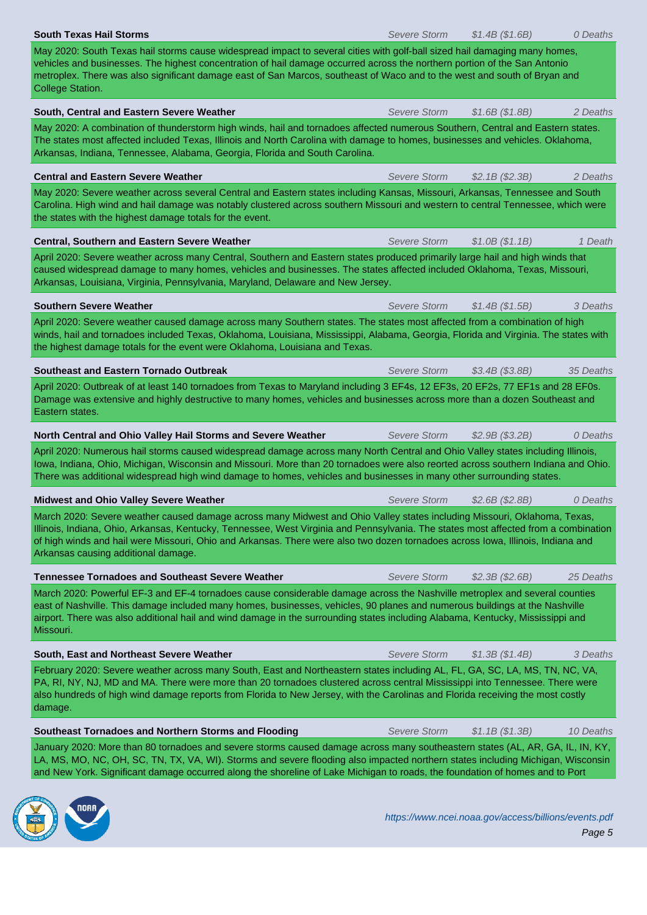**South Texas Hail Storms** *Severe Storm* *$1.4B ($1.6B)* *0 Deaths*

May 2020: South Texas hail storms cause widespread impact to several cities with golf-ball sized hail damaging many homes, vehicles and businesses. The highest concentration of hail damage occurred across the northern portion of the San Antonio metroplex. There was also significant damage east of San Marcos, southeast of Waco and to the west and south of Bryan and College Station.

**South, Central and Eastern Severe Weather** *Severe Storm* *$1.6B ($1.8B)* *2 Deaths*

May 2020: A combination of thunderstorm high winds, hail and tornadoes affected numerous Southern, Central and Eastern states. The states most affected included Texas, Illinois and North Carolina with damage to homes, businesses and vehicles. Oklahoma, Arkansas, Indiana, Tennessee, Alabama, Georgia, Florida and South Carolina.

**Central and Eastern Severe Weather** *Severe Storm* *$2.1B ($2.3B)* *2 Deaths*

May 2020: Severe weather across several Central and Eastern states including Kansas, Missouri, Arkansas, Tennessee and South Carolina. High wind and hail damage was notably clustered across southern Missouri and western to central Tennessee, which were the states with the highest damage totals for the event.

**Central, Southern and Eastern Severe Weather** *Severe Storm* *$1.0B ($1.1B)* *1 Death*

April 2020: Severe weather across many Central, Southern and Eastern states produced primarily large hail and high winds that caused widespread damage to many homes, vehicles and businesses. The states affected included Oklahoma, Texas, Missouri, Arkansas, Louisiana, Virginia, Pennsylvania, Maryland, Delaware and New Jersey.

**Southern Severe Weather** *Severe Storm* *$1.4B ($1.5B)* *3 Deaths*

April 2020: Severe weather caused damage across many Southern states. The states most affected from a combination of high winds, hail and tornadoes included Texas, Oklahoma, Louisiana, Mississippi, Alabama, Georgia, Florida and Virginia. The states with the highest damage totals for the event were Oklahoma, Louisiana and Texas.

**Southeast and Eastern Tornado Outbreak** *Severe Storm* *$3.4B ($3.8B)* *35 Deaths*

April 2020: Outbreak of at least 140 tornadoes from Texas to Maryland including 3 EF4s, 12 EF3s, 20 EF2s, 77 EF1s and 28 EF0s. Damage was extensive and highly destructive to many homes, vehicles and businesses across more than a dozen Southeast and Eastern states.

**North Central and Ohio Valley Hail Storms and Severe Weather** *Severe Storm* *$2.9B ($3.2B)* *0 Deaths*

April 2020: Numerous hail storms caused widespread damage across many North Central and Ohio Valley states including Illinois, Iowa, Indiana, Ohio, Michigan, Wisconsin and Missouri. More than 20 tornadoes were also reorted across southern Indiana and Ohio. There was additional widespread high wind damage to homes, vehicles and businesses in many other surrounding states.

**Midwest and Ohio Valley Severe Weather** *Severe Storm* *$2.6B ($2.8B)* *0 Deaths*

March 2020: Severe weather caused damage across many Midwest and Ohio Valley states including Missouri, Oklahoma, Texas, Illinois, Indiana, Ohio, Arkansas, Kentucky, Tennessee, West Virginia and Pennsylvania. The states most affected from a combination of high winds and hail were Missouri, Ohio and Arkansas. There were also two dozen tornadoes across Iowa, Illinois, Indiana and Arkansas causing additional damage.

**Tennessee Tornadoes and Southeast Severe Weather** *Severe Storm* *$2.3B ($2.6B)* *25 Deaths*

March 2020: Powerful EF-3 and EF-4 tornadoes cause considerable damage across the Nashville metroplex and several counties east of Nashville. This damage included many homes, businesses, vehicles, 90 planes and numerous buildings at the Nashville airport. There was also additional hail and wind damage in the surrounding states including Alabama, Kentucky, Mississippi and Missouri.

**South, East and Northeast Severe Weather** *Severe Storm* *$1.3B ($1.4B)* *3 Deaths*

February 2020: Severe weather across many South, East and Northeastern states including AL, FL, GA, SC, LA, MS, TN, NC, VA, PA, RI, NY, NJ, MD and MA. There were more than 20 tornadoes clustered across central Mississippi into Tennessee. There were also hundreds of high wind damage reports from Florida to New Jersey, with the Carolinas and Florida receiving the most costly damage.

**Southeast Tornadoes and Northern Storms and Flooding** *Severe Storm* *$1.1B ($1.3B)* *10 Deaths*

January 2020: More than 80 tornadoes and severe storms caused damage across many southeastern states (AL, AR, GA, IL, IN, KY, LA, MS, MO, NC, OH, SC, TN, TX, VA, WI). Storms and severe flooding also impacted northern states including Michigan, Wisconsin and New York. Significant damage occurred along the shoreline of Lake Michigan to roads, the foundation of homes and to Port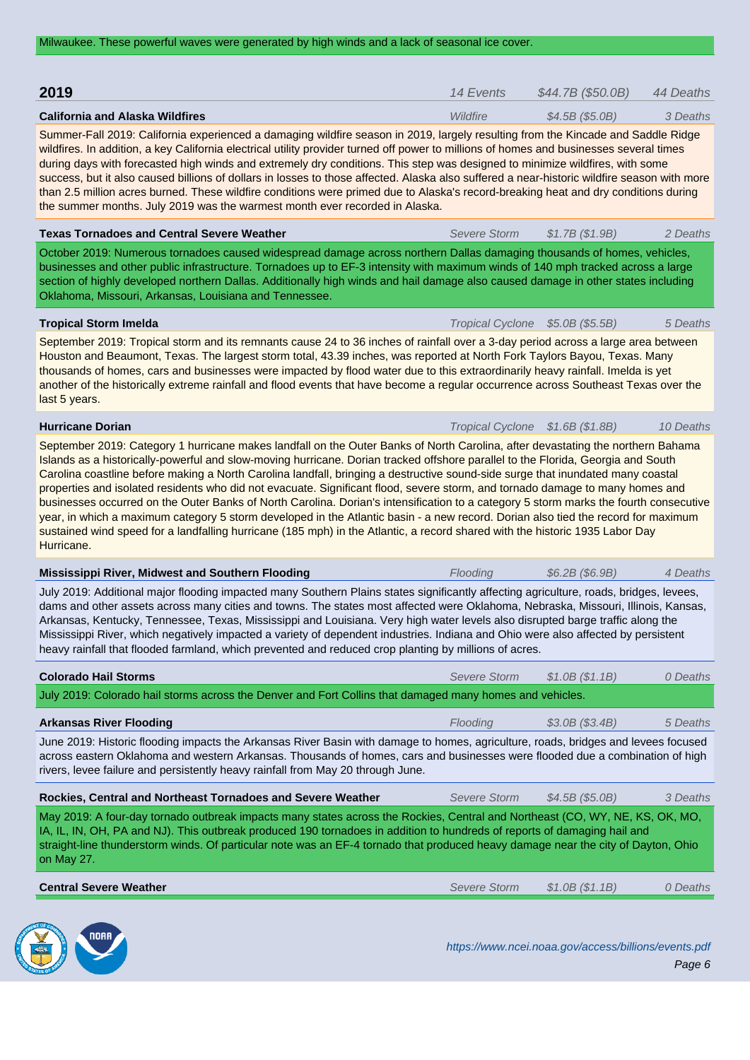Milwaukee. These powerful waves were generated by high winds and a lack of seasonal ice cover.

## 2019

*14 Events* | *$44.7B ($50.0B)* | *44 Deaths*

**California and Alaska Wildfires** | *Wildfire* | *$4.5B ($5.0B)* | *3 Deaths*

Summer-Fall 2019: California experienced a damaging wildfire season in 2019, largely resulting from the Kincade and Saddle Ridge wildfires. In addition, a key California electrical utility provider turned off power to millions of homes and businesses several times during days with forecasted high winds and extremely dry conditions. This step was designed to minimize wildfires, with some success, but it also caused billions of dollars in losses to those affected. Alaska also suffered a near-historic wildfire season with more than 2.5 million acres burned. These wildfire conditions were primed due to Alaska's record-breaking heat and dry conditions during the summer months. July 2019 was the warmest month ever recorded in Alaska.

**Texas Tornadoes and Central Severe Weather** | *Severe Storm* | *$1.7B ($1.9B)* | *2 Deaths*

October 2019: Numerous tornadoes caused widespread damage across northern Dallas damaging thousands of homes, vehicles, businesses and other public infrastructure. Tornadoes up to EF-3 intensity with maximum winds of 140 mph tracked across a large section of highly developed northern Dallas. Additionally high winds and hail damage also caused damage in other states including Oklahoma, Missouri, Arkansas, Louisiana and Tennessee.

**Tropical Storm Imelda** | *Tropical Cyclone* | *$5.0B ($5.5B)* | *5 Deaths*

September 2019: Tropical storm and its remnants cause 24 to 36 inches of rainfall over a 3-day period across a large area between Houston and Beaumont, Texas. The largest storm total, 43.39 inches, was reported at North Fork Taylors Bayou, Texas. Many thousands of homes, cars and businesses were impacted by flood water due to this extraordinarily heavy rainfall. Imelda is yet another of the historically extreme rainfall and flood events that have become a regular occurrence across Southeast Texas over the last 5 years.

**Hurricane Dorian** | *Tropical Cyclone* | *$1.6B ($1.8B)* | *10 Deaths*

September 2019: Category 1 hurricane makes landfall on the Outer Banks of North Carolina, after devastating the northern Bahama Islands as a historically-powerful and slow-moving hurricane. Dorian tracked offshore parallel to the Florida, Georgia and South Carolina coastline before making a North Carolina landfall, bringing a destructive sound-side surge that inundated many coastal properties and isolated residents who did not evacuate. Significant flood, severe storm, and tornado damage to many homes and businesses occurred on the Outer Banks of North Carolina. Dorian's intensification to a category 5 storm marks the fourth consecutive year, in which a maximum category 5 storm developed in the Atlantic basin - a new record. Dorian also tied the record for maximum sustained wind speed for a landfalling hurricane (185 mph) in the Atlantic, a record shared with the historic 1935 Labor Day Hurricane.

**Mississippi River, Midwest and Southern Flooding** | *Flooding* | *$6.2B ($6.9B)* | *4 Deaths*

July 2019: Additional major flooding impacted many Southern Plains states significantly affecting agriculture, roads, bridges, levees, dams and other assets across many cities and towns. The states most affected were Oklahoma, Nebraska, Missouri, Illinois, Kansas, Arkansas, Kentucky, Tennessee, Texas, Mississippi and Louisiana. Very high water levels also disrupted barge traffic along the Mississippi River, which negatively impacted a variety of dependent industries. Indiana and Ohio were also affected by persistent heavy rainfall that flooded farmland, which prevented and reduced crop planting by millions of acres.

**Colorado Hail Storms** | *Severe Storm* | *$1.0B ($1.1B)* | *0 Deaths*

July 2019: Colorado hail storms across the Denver and Fort Collins that damaged many homes and vehicles.

**Arkansas River Flooding** | *Flooding* | *$3.0B ($3.4B)* | *5 Deaths*

June 2019: Historic flooding impacts the Arkansas River Basin with damage to homes, agriculture, roads, bridges and levees focused across eastern Oklahoma and western Arkansas. Thousands of homes, cars and businesses were flooded due a combination of high rivers, levee failure and persistently heavy rainfall from May 20 through June.

**Rockies, Central and Northeast Tornadoes and Severe Weather** | *Severe Storm* | *$4.5B ($5.0B)* | *3 Deaths*

May 2019: A four-day tornado outbreak impacts many states across the Rockies, Central and Northeast (CO, WY, NE, KS, OK, MO, IA, IL, IN, OH, PA and NJ). This outbreak produced 190 tornadoes in addition to hundreds of reports of damaging hail and straight-line thunderstorm winds. Of particular note was an EF-4 tornado that produced heavy damage near the city of Dayton, Ohio on May 27.

**Central Severe Weather** | *Severe Storm* | *$1.0B ($1.1B)* | *0 Deaths*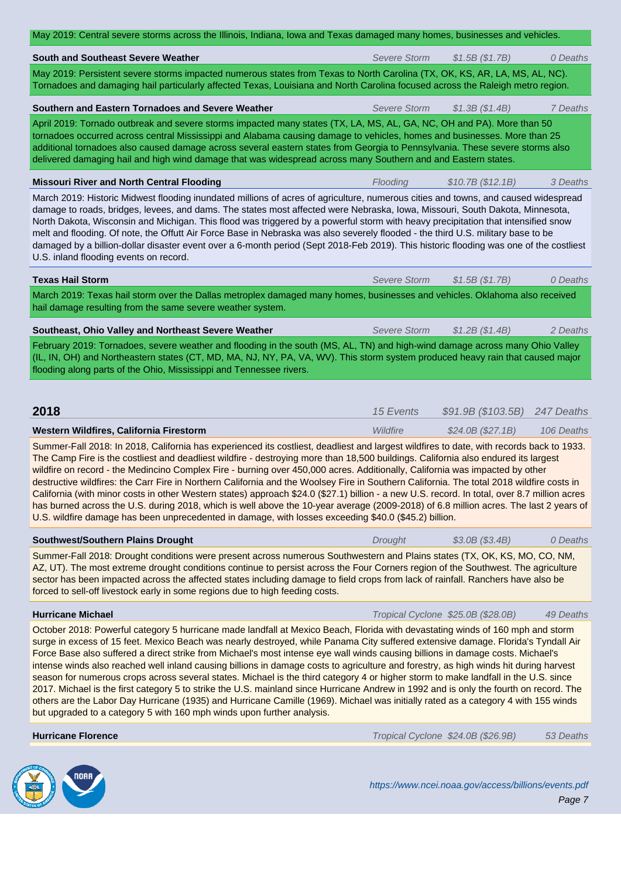May 2019: Central severe storms across the Illinois, Indiana, Iowa and Texas damaged many homes, businesses and vehicles.

**South and Southeast Severe Weather** — *Severe Storm* — *$1.5B ($1.7B)* — *0 Deaths*

May 2019: Persistent severe storms impacted numerous states from Texas to North Carolina (TX, OK, KS, AR, LA, MS, AL, NC). Tornadoes and damaging hail particularly affected Texas, Louisiana and North Carolina focused across the Raleigh metro region.

**Southern and Eastern Tornadoes and Severe Weather** — *Severe Storm* — *$1.3B ($1.4B)* — *7 Deaths*

April 2019: Tornado outbreak and severe storms impacted many states (TX, LA, MS, AL, GA, NC, OH and PA). More than 50 tornadoes occurred across central Mississippi and Alabama causing damage to vehicles, homes and businesses. More than 25 additional tornadoes also caused damage across several eastern states from Georgia to Pennsylvania. These severe storms also delivered damaging hail and high wind damage that was widespread across many Southern and and Eastern states.

**Missouri River and North Central Flooding** — *Flooding* — *$10.7B ($12.1B)* — *3 Deaths*

March 2019: Historic Midwest flooding inundated millions of acres of agriculture, numerous cities and towns, and caused widespread damage to roads, bridges, levees, and dams. The states most affected were Nebraska, Iowa, Missouri, South Dakota, Minnesota, North Dakota, Wisconsin and Michigan. This flood was triggered by a powerful storm with heavy precipitation that intensified snow melt and flooding. Of note, the Offutt Air Force Base in Nebraska was also severely flooded - the third U.S. military base to be damaged by a billion-dollar disaster event over a 6-month period (Sept 2018-Feb 2019). This historic flooding was one of the costliest U.S. inland flooding events on record.

**Texas Hail Storm** — *Severe Storm* — *$1.5B ($1.7B)* — *0 Deaths*

March 2019: Texas hail storm over the Dallas metroplex damaged many homes, businesses and vehicles. Oklahoma also received hail damage resulting from the same severe weather system.

**Southeast, Ohio Valley and Northeast Severe Weather** — *Severe Storm* — *$1.2B ($1.4B)* — *2 Deaths*

February 2019: Tornadoes, severe weather and flooding in the south (MS, AL, TN) and high-wind damage across many Ohio Valley (IL, IN, OH) and Northeastern states (CT, MD, MA, NJ, NY, PA, VA, WV). This storm system produced heavy rain that caused major flooding along parts of the Ohio, Mississippi and Tennessee rivers.

## 2018 — *15 Events* — *$91.9B ($103.5B)* — *247 Deaths*

**Western Wildfires, California Firestorm** — *Wildfire* — *$24.0B ($27.1B)* — *106 Deaths*

Summer-Fall 2018: In 2018, California has experienced its costliest, deadliest and largest wildfires to date, with records back to 1933. The Camp Fire is the costliest and deadliest wildfire - destroying more than 18,500 buildings. California also endured its largest wildfire on record - the Medincino Complex Fire - burning over 450,000 acres. Additionally, California was impacted by other destructive wildfires: the Carr Fire in Northern California and the Woolsey Fire in Southern California. The total 2018 wildfire costs in California (with minor costs in other Western states) approach $24.0 ($27.1) billion - a new U.S. record. In total, over 8.7 million acres has burned across the U.S. during 2018, which is well above the 10-year average (2009-2018) of 6.8 million acres. The last 2 years of U.S. wildfire damage has been unprecedented in damage, with losses exceeding $40.0 ($45.2) billion.

**Southwest/Southern Plains Drought** — *Drought* — *$3.0B ($3.4B)* — *0 Deaths*

Summer-Fall 2018: Drought conditions were present across numerous Southwestern and Plains states (TX, OK, KS, MO, CO, NM, AZ, UT). The most extreme drought conditions continue to persist across the Four Corners region of the Southwest. The agriculture sector has been impacted across the affected states including damage to field crops from lack of rainfall. Ranchers have also be forced to sell-off livestock early in some regions due to high feeding costs.

**Hurricane Michael** — *Tropical Cyclone* — *$25.0B ($28.0B)* — *49 Deaths*

October 2018: Powerful category 5 hurricane made landfall at Mexico Beach, Florida with devastating winds of 160 mph and storm surge in excess of 15 feet. Mexico Beach was nearly destroyed, while Panama City suffered extensive damage. Florida's Tyndall Air Force Base also suffered a direct strike from Michael's most intense eye wall winds causing billions in damage costs. Michael's intense winds also reached well inland causing billions in damage costs to agriculture and forestry, as high winds hit during harvest season for numerous crops across several states. Michael is the third category 4 or higher storm to make landfall in the U.S. since 2017. Michael is the first category 5 to strike the U.S. mainland since Hurricane Andrew in 1992 and is only the fourth on record. The others are the Labor Day Hurricane (1935) and Hurricane Camille (1969). Michael was initially rated as a category 4 with 155 winds but upgraded to a category 5 with 160 mph winds upon further analysis.

**Hurricane Florence** — *Tropical Cyclone* — *$24.0B ($26.9B)* — *53 Deaths*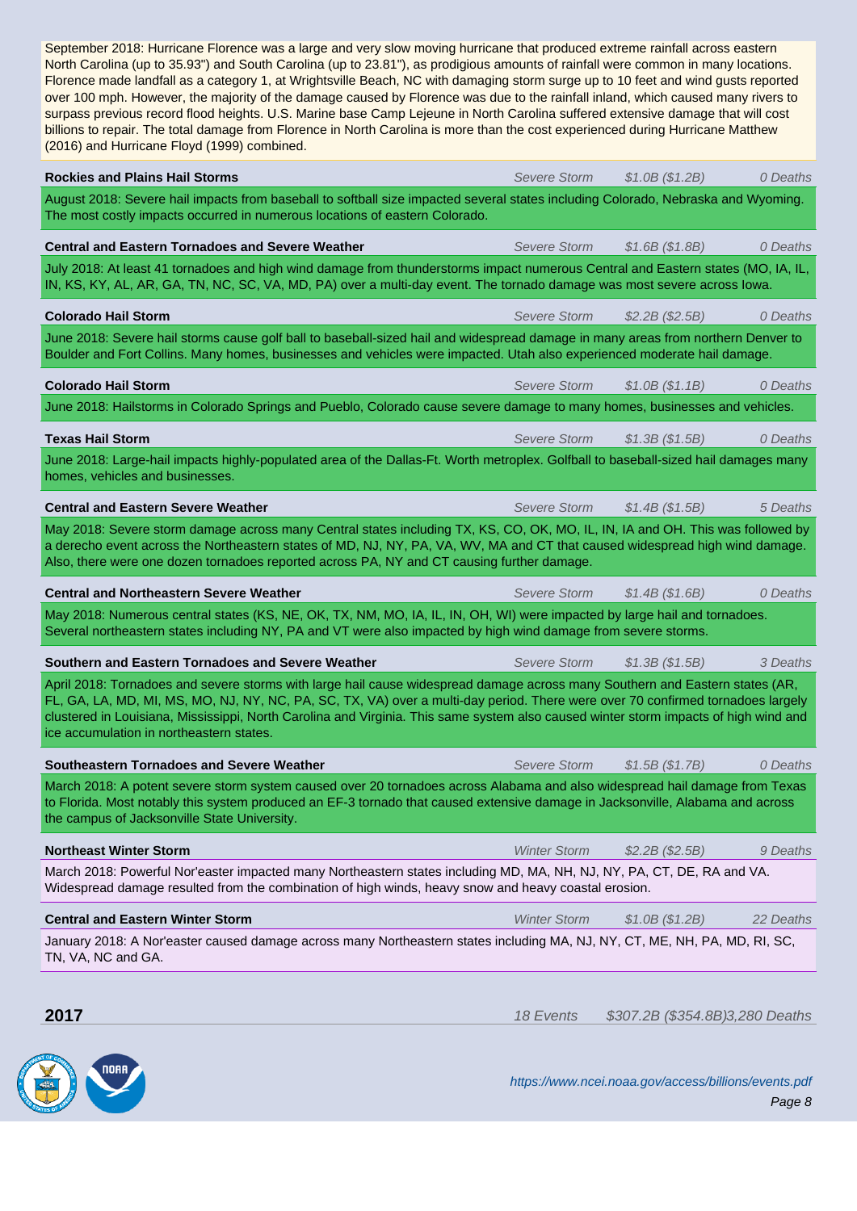September 2018: Hurricane Florence was a large and very slow moving hurricane that produced extreme rainfall across eastern North Carolina (up to 35.93") and South Carolina (up to 23.81"), as prodigious amounts of rainfall were common in many locations. Florence made landfall as a category 1, at Wrightsville Beach, NC with damaging storm surge up to 10 feet and wind gusts reported over 100 mph. However, the majority of the damage caused by Florence was due to the rainfall inland, which caused many rivers to surpass previous record flood heights. U.S. Marine base Camp Lejeune in North Carolina suffered extensive damage that will cost billions to repair. The total damage from Florence in North Carolina is more than the cost experienced during Hurricane Matthew (2016) and Hurricane Floyd (1999) combined.

**Rockies and Plains Hail Storms** — *Severe Storm* — *$1.0B ($1.2B)* — *0 Deaths*

August 2018: Severe hail impacts from baseball to softball size impacted several states including Colorado, Nebraska and Wyoming. The most costly impacts occurred in numerous locations of eastern Colorado.

**Central and Eastern Tornadoes and Severe Weather** — *Severe Storm* — *$1.6B ($1.8B)* — *0 Deaths*

July 2018: At least 41 tornadoes and high wind damage from thunderstorms impact numerous Central and Eastern states (MO, IA, IL, IN, KS, KY, AL, AR, GA, TN, NC, SC, VA, MD, PA) over a multi-day event. The tornado damage was most severe across Iowa.

**Colorado Hail Storm** — *Severe Storm* — *$2.2B ($2.5B)* — *0 Deaths*

June 2018: Severe hail storms cause golf ball to baseball-sized hail and widespread damage in many areas from northern Denver to Boulder and Fort Collins. Many homes, businesses and vehicles were impacted. Utah also experienced moderate hail damage.

**Colorado Hail Storm** — *Severe Storm* — *$1.0B ($1.1B)* — *0 Deaths*

June 2018: Hailstorms in Colorado Springs and Pueblo, Colorado cause severe damage to many homes, businesses and vehicles.

**Texas Hail Storm** — *Severe Storm* — *$1.3B ($1.5B)* — *0 Deaths*

June 2018: Large-hail impacts highly-populated area of the Dallas-Ft. Worth metroplex. Golfball to baseball-sized hail damages many homes, vehicles and businesses.

**Central and Eastern Severe Weather** — *Severe Storm* — *$1.4B ($1.5B)* — *5 Deaths*

May 2018: Severe storm damage across many Central states including TX, KS, CO, OK, MO, IL, IN, IA and OH. This was followed by a derecho event across the Northeastern states of MD, NJ, NY, PA, VA, WV, MA and CT that caused widespread high wind damage. Also, there were one dozen tornadoes reported across PA, NY and CT causing further damage.

**Central and Northeastern Severe Weather** — *Severe Storm* — *$1.4B ($1.6B)* — *0 Deaths*

May 2018: Numerous central states (KS, NE, OK, TX, NM, MO, IA, IL, IN, OH, WI) were impacted by large hail and tornadoes. Several northeastern states including NY, PA and VT were also impacted by high wind damage from severe storms.

**Southern and Eastern Tornadoes and Severe Weather** — *Severe Storm* — *$1.3B ($1.5B)* — *3 Deaths*

April 2018: Tornadoes and severe storms with large hail cause widespread damage across many Southern and Eastern states (AR, FL, GA, LA, MD, MI, MS, MO, NJ, NY, NC, PA, SC, TX, VA) over a multi-day period. There were over 70 confirmed tornadoes largely clustered in Louisiana, Mississippi, North Carolina and Virginia. This same system also caused winter storm impacts of high wind and ice accumulation in northeastern states.

**Southeastern Tornadoes and Severe Weather** — *Severe Storm* — *$1.5B ($1.7B)* — *0 Deaths*

March 2018: A potent severe storm system caused over 20 tornadoes across Alabama and also widespread hail damage from Texas to Florida. Most notably this system produced an EF-3 tornado that caused extensive damage in Jacksonville, Alabama and across the campus of Jacksonville State University.

**Northeast Winter Storm** — *Winter Storm* — *$2.2B ($2.5B)* — *9 Deaths*

March 2018: Powerful Nor'easter impacted many Northeastern states including MD, MA, NH, NJ, NY, PA, CT, DE, RA and VA. Widespread damage resulted from the combination of high winds, heavy snow and heavy coastal erosion.

**Central and Eastern Winter Storm** — *Winter Storm* — *$1.0B ($1.2B)* — *22 Deaths*

January 2018: A Nor'easter caused damage across many Northeastern states including MA, NJ, NY, CT, ME, NH, PA, MD, RI, SC, TN, VA, NC and GA.

## 2017 — *18 Events* — *$307.2B ($354.8B)* — *3,280 Deaths*

*https://www.ncei.noaa.gov/access/billions/events.pdf*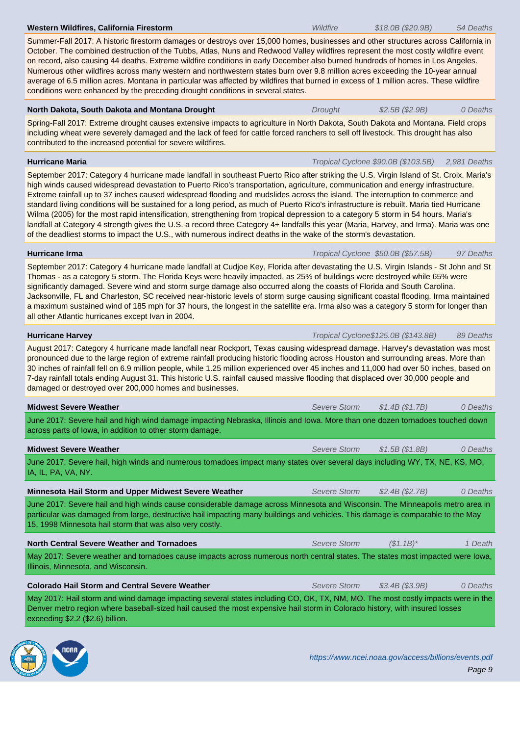**Western Wildfires, California Firestorm** | *Wildfire* | *$18.0B ($20.9B)* | *54 Deaths*

Summer-Fall 2017: A historic firestorm damages or destroys over 15,000 homes, businesses and other structures across California in October. The combined destruction of the Tubbs, Atlas, Nuns and Redwood Valley wildfires represent the most costly wildfire event on record, also causing 44 deaths. Extreme wildfire conditions in early December also burned hundreds of homes in Los Angeles. Numerous other wildfires across many western and northwestern states burn over 9.8 million acres exceeding the 10-year annual average of 6.5 million acres. Montana in particular was affected by wildfires that burned in excess of 1 million acres. These wildfire conditions were enhanced by the preceding drought conditions in several states.

**North Dakota, South Dakota and Montana Drought** | *Drought* | *$2.5B ($2.9B)* | *0 Deaths*

Spring-Fall 2017: Extreme drought causes extensive impacts to agriculture in North Dakota, South Dakota and Montana. Field crops including wheat were severely damaged and the lack of feed for cattle forced ranchers to sell off livestock. This drought has also contributed to the increased potential for severe wildfires.

**Hurricane Maria** | *Tropical Cyclone* | *$90.0B ($103.5B)* | *2,981 Deaths*

September 2017: Category 4 hurricane made landfall in southeast Puerto Rico after striking the U.S. Virgin Island of St. Croix. Maria's high winds caused widespread devastation to Puerto Rico's transportation, agriculture, communication and energy infrastructure. Extreme rainfall up to 37 inches caused widespread flooding and mudslides across the island. The interruption to commerce and standard living conditions will be sustained for a long period, as much of Puerto Rico's infrastructure is rebuilt. Maria tied Hurricane Wilma (2005) for the most rapid intensification, strengthening from tropical depression to a category 5 storm in 54 hours. Maria's landfall at Category 4 strength gives the U.S. a record three Category 4+ landfalls this year (Maria, Harvey, and Irma). Maria was one of the deadliest storms to impact the U.S., with numerous indirect deaths in the wake of the storm's devastation.

**Hurricane Irma** | *Tropical Cyclone* | *$50.0B ($57.5B)* | *97 Deaths*

September 2017: Category 4 hurricane made landfall at Cudjoe Key, Florida after devastating the U.S. Virgin Islands - St John and St Thomas - as a category 5 storm. The Florida Keys were heavily impacted, as 25% of buildings were destroyed while 65% were significantly damaged. Severe wind and storm surge damage also occurred along the coasts of Florida and South Carolina. Jacksonville, FL and Charleston, SC received near-historic levels of storm surge causing significant coastal flooding. Irma maintained a maximum sustained wind of 185 mph for 37 hours, the longest in the satellite era. Irma also was a category 5 storm for longer than all other Atlantic hurricanes except Ivan in 2004.

**Hurricane Harvey** | *Tropical Cyclone* | *$125.0B ($143.8B)* | *89 Deaths*

August 2017: Category 4 hurricane made landfall near Rockport, Texas causing widespread damage. Harvey's devastation was most pronounced due to the large region of extreme rainfall producing historic flooding across Houston and surrounding areas. More than 30 inches of rainfall fell on 6.9 million people, while 1.25 million experienced over 45 inches and 11,000 had over 50 inches, based on 7-day rainfall totals ending August 31. This historic U.S. rainfall caused massive flooding that displaced over 30,000 people and damaged or destroyed over 200,000 homes and businesses.

**Midwest Severe Weather** | *Severe Storm* | *$1.4B ($1.7B)* | *0 Deaths*

June 2017: Severe hail and high wind damage impacting Nebraska, Illinois and Iowa. More than one dozen tornadoes touched down across parts of Iowa, in addition to other storm damage.

**Midwest Severe Weather** | *Severe Storm* | *$1.5B ($1.8B)* | *0 Deaths*

June 2017: Severe hail, high winds and numerous tornadoes impact many states over several days including WY, TX, NE, KS, MO, IA, IL, PA, VA, NY.

**Minnesota Hail Storm and Upper Midwest Severe Weather** | *Severe Storm* | *$2.4B ($2.7B)* | *0 Deaths*

June 2017: Severe hail and high winds cause considerable damage across Minnesota and Wisconsin. The Minneapolis metro area in particular was damaged from large, destructive hail impacting many buildings and vehicles. This damage is comparable to the May 15, 1998 Minnesota hail storm that was also very costly.

**North Central Severe Weather and Tornadoes** | *Severe Storm* | *($1.1B)** | *1 Death*

May 2017: Severe weather and tornadoes cause impacts across numerous north central states. The states most impacted were Iowa, Illinois, Minnesota, and Wisconsin.

**Colorado Hail Storm and Central Severe Weather** | *Severe Storm* | *$3.4B ($3.9B)* | *0 Deaths*

May 2017: Hail storm and wind damage impacting several states including CO, OK, TX, NM, MO. The most costly impacts were in the Denver metro region where baseball-sized hail caused the most expensive hail storm in Colorado history, with insured losses exceeding $2.2 ($2.6) billion.

*https://www.ncei.noaa.gov/access/billions/events.pdf*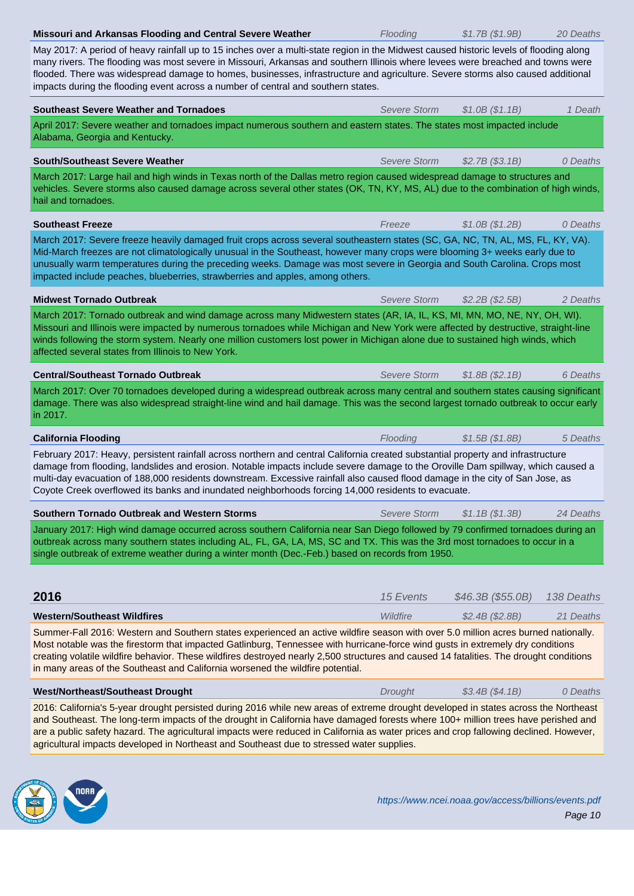**Missouri and Arkansas Flooding and Central Severe Weather** | *Flooding* | *$1.7B ($1.9B)* | *20 Deaths*

May 2017: A period of heavy rainfall up to 15 inches over a multi-state region in the Midwest caused historic levels of flooding along many rivers. The flooding was most severe in Missouri, Arkansas and southern Illinois where levees were breached and towns were flooded. There was widespread damage to homes, businesses, infrastructure and agriculture. Severe storms also caused additional impacts during the flooding event across a number of central and southern states.

**Southeast Severe Weather and Tornadoes** | *Severe Storm* | *$1.0B ($1.1B)* | *1 Death*

April 2017: Severe weather and tornadoes impact numerous southern and eastern states. The states most impacted include Alabama, Georgia and Kentucky.

**South/Southeast Severe Weather** | *Severe Storm* | *$2.7B ($3.1B)* | *0 Deaths*

March 2017: Large hail and high winds in Texas north of the Dallas metro region caused widespread damage to structures and vehicles. Severe storms also caused damage across several other states (OK, TN, KY, MS, AL) due to the combination of high winds, hail and tornadoes.

**Southeast Freeze** | *Freeze* | *$1.0B ($1.2B)* | *0 Deaths*

March 2017: Severe freeze heavily damaged fruit crops across several southeastern states (SC, GA, NC, TN, AL, MS, FL, KY, VA). Mid-March freezes are not climatologically unusual in the Southeast, however many crops were blooming 3+ weeks early due to unusually warm temperatures during the preceding weeks. Damage was most severe in Georgia and South Carolina. Crops most impacted include peaches, blueberries, strawberries and apples, among others.

**Midwest Tornado Outbreak** | *Severe Storm* | *$2.2B ($2.5B)* | *2 Deaths*

March 2017: Tornado outbreak and wind damage across many Midwestern states (AR, IA, IL, KS, MI, MN, MO, NE, NY, OH, WI). Missouri and Illinois were impacted by numerous tornadoes while Michigan and New York were affected by destructive, straight-line winds following the storm system. Nearly one million customers lost power in Michigan alone due to sustained high winds, which affected several states from Illinois to New York.

**Central/Southeast Tornado Outbreak** | *Severe Storm* | *$1.8B ($2.1B)* | *6 Deaths*

March 2017: Over 70 tornadoes developed during a widespread outbreak across many central and southern states causing significant damage. There was also widespread straight-line wind and hail damage. This was the second largest tornado outbreak to occur early in 2017.

**California Flooding** | *Flooding* | *$1.5B ($1.8B)* | *5 Deaths*

February 2017: Heavy, persistent rainfall across northern and central California created substantial property and infrastructure damage from flooding, landslides and erosion. Notable impacts include severe damage to the Oroville Dam spillway, which caused a multi-day evacuation of 188,000 residents downstream. Excessive rainfall also caused flood damage in the city of San Jose, as Coyote Creek overflowed its banks and inundated neighborhoods forcing 14,000 residents to evacuate.

**Southern Tornado Outbreak and Western Storms** | *Severe Storm* | *$1.1B ($1.3B)* | *24 Deaths*

January 2017: High wind damage occurred across southern California near San Diego followed by 79 confirmed tornadoes during an outbreak across many southern states including AL, FL, GA, LA, MS, SC and TX. This was the 3rd most tornadoes to occur in a single outbreak of extreme weather during a winter month (Dec.-Feb.) based on records from 1950.

## 2016 | *15 Events* | *$46.3B ($55.0B)* | *138 Deaths*

**Western/Southeast Wildfires** | *Wildfire* | *$2.4B ($2.8B)* | *21 Deaths*

Summer-Fall 2016: Western and Southern states experienced an active wildfire season with over 5.0 million acres burned nationally. Most notable was the firestorm that impacted Gatlinburg, Tennessee with hurricane-force wind gusts in extremely dry conditions creating volatile wildfire behavior. These wildfires destroyed nearly 2,500 structures and caused 14 fatalities. The drought conditions in many areas of the Southeast and California worsened the wildfire potential.

**West/Northeast/Southeast Drought** | *Drought* | *$3.4B ($4.1B)* | *0 Deaths*

2016: California's 5-year drought persisted during 2016 while new areas of extreme drought developed in states across the Northeast and Southeast. The long-term impacts of the drought in California have damaged forests where 100+ million trees have perished and are a public safety hazard. The agricultural impacts were reduced in California as water prices and crop fallowing declined. However, agricultural impacts developed in Northeast and Southeast due to stressed water supplies.

*https://www.ncei.noaa.gov/access/billions/events.pdf*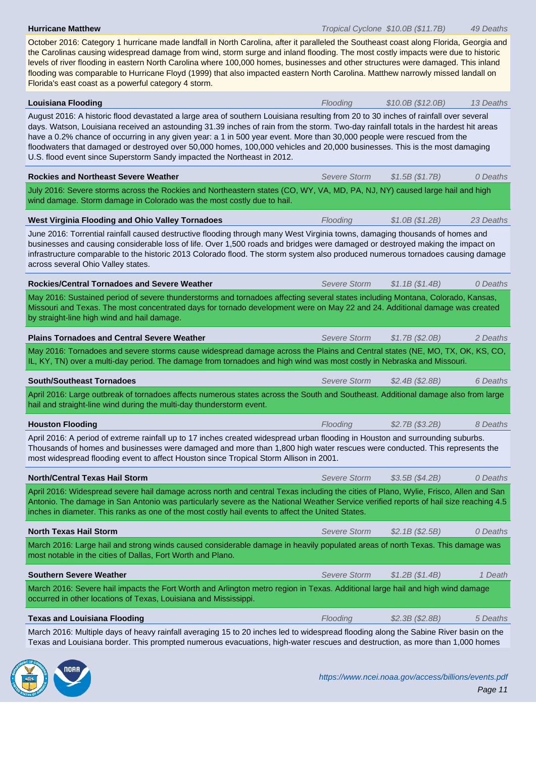**Hurricane Matthew** | *Tropical Cyclone* | *$10.0B ($11.7B)* | *49 Deaths*

October 2016: Category 1 hurricane made landfall in North Carolina, after it paralleled the Southeast coast along Florida, Georgia and the Carolinas causing widespread damage from wind, storm surge and inland flooding. The most costly impacts were due to historic levels of river flooding in eastern North Carolina where 100,000 homes, businesses and other structures were damaged. This inland flooding was comparable to Hurricane Floyd (1999) that also impacted eastern North Carolina. Matthew narrowly missed landall on Florida's east coast as a powerful category 4 storm.

**Louisiana Flooding** | *Flooding* | *$10.0B ($12.0B)* | *13 Deaths*

August 2016: A historic flood devastated a large area of southern Louisiana resulting from 20 to 30 inches of rainfall over several days. Watson, Louisiana received an astounding 31.39 inches of rain from the storm. Two-day rainfall totals in the hardest hit areas have a 0.2% chance of occurring in any given year: a 1 in 500 year event. More than 30,000 people were rescued from the floodwaters that damaged or destroyed over 50,000 homes, 100,000 vehicles and 20,000 businesses. This is the most damaging U.S. flood event since Superstorm Sandy impacted the Northeast in 2012.

**Rockies and Northeast Severe Weather** | *Severe Storm* | *$1.5B ($1.7B)* | *0 Deaths*

July 2016: Severe storms across the Rockies and Northeastern states (CO, WY, VA, MD, PA, NJ, NY) caused large hail and high wind damage. Storm damage in Colorado was the most costly due to hail.

**West Virginia Flooding and Ohio Valley Tornadoes** | *Flooding* | *$1.0B ($1.2B)* | *23 Deaths*

June 2016: Torrential rainfall caused destructive flooding through many West Virginia towns, damaging thousands of homes and businesses and causing considerable loss of life. Over 1,500 roads and bridges were damaged or destroyed making the impact on infrastructure comparable to the historic 2013 Colorado flood. The storm system also produced numerous tornadoes causing damage across several Ohio Valley states.

**Rockies/Central Tornadoes and Severe Weather** | *Severe Storm* | *$1.1B ($1.4B)* | *0 Deaths*

May 2016: Sustained period of severe thunderstorms and tornadoes affecting several states including Montana, Colorado, Kansas, Missouri and Texas. The most concentrated days for tornado development were on May 22 and 24. Additional damage was created by straight-line high wind and hail damage.

**Plains Tornadoes and Central Severe Weather** | *Severe Storm* | *$1.7B ($2.0B)* | *2 Deaths*

May 2016: Tornadoes and severe storms cause widespread damage across the Plains and Central states (NE, MO, TX, OK, KS, CO, IL, KY, TN) over a multi-day period. The damage from tornadoes and high wind was most costly in Nebraska and Missouri.

**South/Southeast Tornadoes** | *Severe Storm* | *$2.4B ($2.8B)* | *6 Deaths*

April 2016: Large outbreak of tornadoes affects numerous states across the South and Southeast. Additional damage also from large hail and straight-line wind during the multi-day thunderstorm event.

**Houston Flooding** | *Flooding* | *$2.7B ($3.2B)* | *8 Deaths*

April 2016: A period of extreme rainfall up to 17 inches created widespread urban flooding in Houston and surrounding suburbs. Thousands of homes and businesses were damaged and more than 1,800 high water rescues were conducted. This represents the most widespread flooding event to affect Houston since Tropical Storm Allison in 2001.

**North/Central Texas Hail Storm** | *Severe Storm* | *$3.5B ($4.2B)* | *0 Deaths*

April 2016: Widespread severe hail damage across north and central Texas including the cities of Plano, Wylie, Frisco, Allen and San Antonio. The damage in San Antonio was particularly severe as the National Weather Service verified reports of hail size reaching 4.5 inches in diameter. This ranks as one of the most costly hail events to affect the United States.

**North Texas Hail Storm** | *Severe Storm* | *$2.1B ($2.5B)* | *0 Deaths*

March 2016: Large hail and strong winds caused considerable damage in heavily populated areas of north Texas. This damage was most notable in the cities of Dallas, Fort Worth and Plano.

**Southern Severe Weather** | *Severe Storm* | *$1.2B ($1.4B)* | *1 Death*

March 2016: Severe hail impacts the Fort Worth and Arlington metro region in Texas. Additional large hail and high wind damage occurred in other locations of Texas, Louisiana and Mississippi.

**Texas and Louisiana Flooding** | *Flooding* | *$2.3B ($2.8B)* | *5 Deaths*

March 2016: Multiple days of heavy rainfall averaging 15 to 20 inches led to widespread flooding along the Sabine River basin on the Texas and Louisiana border. This prompted numerous evacuations, high-water rescues and destruction, as more than 1,000 homes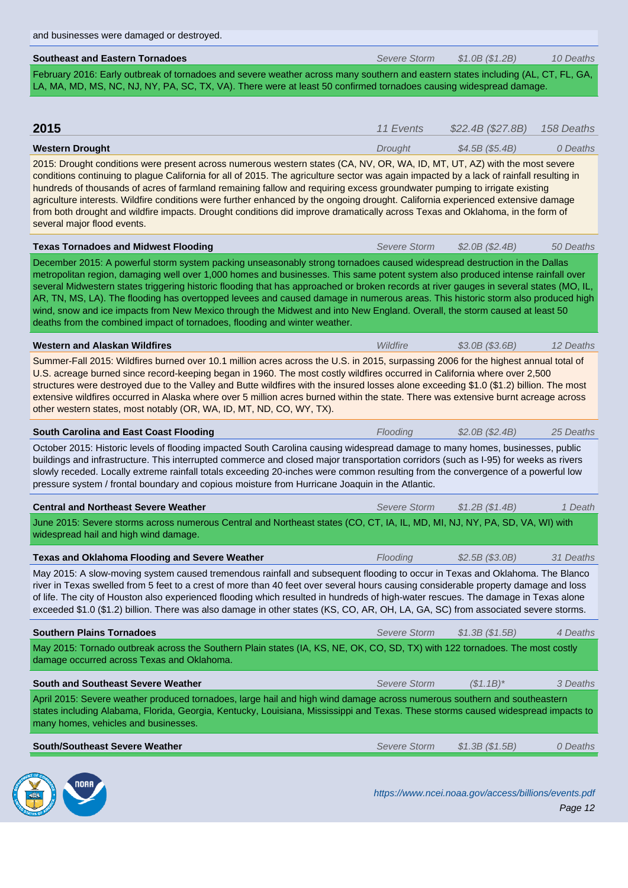and businesses were damaged or destroyed.

**Southeast and Eastern Tornadoes** | *Severe Storm* | *$1.0B ($1.2B)* | *10 Deaths*

February 2016: Early outbreak of tornadoes and severe weather across many southern and eastern states including (AL, CT, FL, GA, LA, MA, MD, MS, NC, NJ, NY, PA, SC, TX, VA). There were at least 50 confirmed tornadoes causing widespread damage.

## 2015

*11 Events* | *$22.4B ($27.8B)* | *158 Deaths*

**Western Drought** | *Drought* | *$4.5B ($5.4B)* | *0 Deaths*

2015: Drought conditions were present across numerous western states (CA, NV, OR, WA, ID, MT, UT, AZ) with the most severe conditions continuing to plague California for all of 2015. The agriculture sector was again impacted by a lack of rainfall resulting in hundreds of thousands of acres of farmland remaining fallow and requiring excess groundwater pumping to irrigate existing agriculture interests. Wildfire conditions were further enhanced by the ongoing drought. California experienced extensive damage from both drought and wildfire impacts. Drought conditions did improve dramatically across Texas and Oklahoma, in the form of several major flood events.

**Texas Tornadoes and Midwest Flooding** | *Severe Storm* | *$2.0B ($2.4B)* | *50 Deaths*

December 2015: A powerful storm system packing unseasonably strong tornadoes caused widespread destruction in the Dallas metropolitan region, damaging well over 1,000 homes and businesses. This same potent system also produced intense rainfall over several Midwestern states triggering historic flooding that has approached or broken records at river gauges in several states (MO, IL, AR, TN, MS, LA). The flooding has overtopped levees and caused damage in numerous areas. This historic storm also produced high wind, snow and ice impacts from New Mexico through the Midwest and into New England. Overall, the storm caused at least 50 deaths from the combined impact of tornadoes, flooding and winter weather.

**Western and Alaskan Wildfires** | *Wildfire* | *$3.0B ($3.6B)* | *12 Deaths*

Summer-Fall 2015: Wildfires burned over 10.1 million acres across the U.S. in 2015, surpassing 2006 for the highest annual total of U.S. acreage burned since record-keeping began in 1960. The most costly wildfires occurred in California where over 2,500 structures were destroyed due to the Valley and Butte wildfires with the insured losses alone exceeding $1.0 ($1.2) billion. The most extensive wildfires occurred in Alaska where over 5 million acres burned within the state. There was extensive burnt acreage across other western states, most notably (OR, WA, ID, MT, ND, CO, WY, TX).

**South Carolina and East Coast Flooding** | *Flooding* | *$2.0B ($2.4B)* | *25 Deaths*

October 2015: Historic levels of flooding impacted South Carolina causing widespread damage to many homes, businesses, public buildings and infrastructure. This interrupted commerce and closed major transportation corridors (such as I-95) for weeks as rivers slowly receded. Locally extreme rainfall totals exceeding 20-inches were common resulting from the convergence of a powerful low pressure system / frontal boundary and copious moisture from Hurricane Joaquin in the Atlantic.

**Central and Northeast Severe Weather** | *Severe Storm* | *$1.2B ($1.4B)* | *1 Death*

June 2015: Severe storms across numerous Central and Northeast states (CO, CT, IA, IL, MD, MI, NJ, NY, PA, SD, VA, WI) with widespread hail and high wind damage.

**Texas and Oklahoma Flooding and Severe Weather** | *Flooding* | *$2.5B ($3.0B)* | *31 Deaths*

May 2015: A slow-moving system caused tremendous rainfall and subsequent flooding to occur in Texas and Oklahoma. The Blanco river in Texas swelled from 5 feet to a crest of more than 40 feet over several hours causing considerable property damage and loss of life. The city of Houston also experienced flooding which resulted in hundreds of high-water rescues. The damage in Texas alone exceeded $1.0 ($1.2) billion. There was also damage in other states (KS, CO, AR, OH, LA, GA, SC) from associated severe storms.

**Southern Plains Tornadoes** | *Severe Storm* | *$1.3B ($1.5B)* | *4 Deaths*

May 2015: Tornado outbreak across the Southern Plain states (IA, KS, NE, OK, CO, SD, TX) with 122 tornadoes. The most costly damage occurred across Texas and Oklahoma.

**South and Southeast Severe Weather** | *Severe Storm* | *($1.1B)** | *3 Deaths*

April 2015: Severe weather produced tornadoes, large hail and high wind damage across numerous southern and southeastern states including Alabama, Florida, Georgia, Kentucky, Louisiana, Mississippi and Texas. These storms caused widespread impacts to many homes, vehicles and businesses.

**South/Southeast Severe Weather** | *Severe Storm* | *$1.3B ($1.5B)* | *0 Deaths*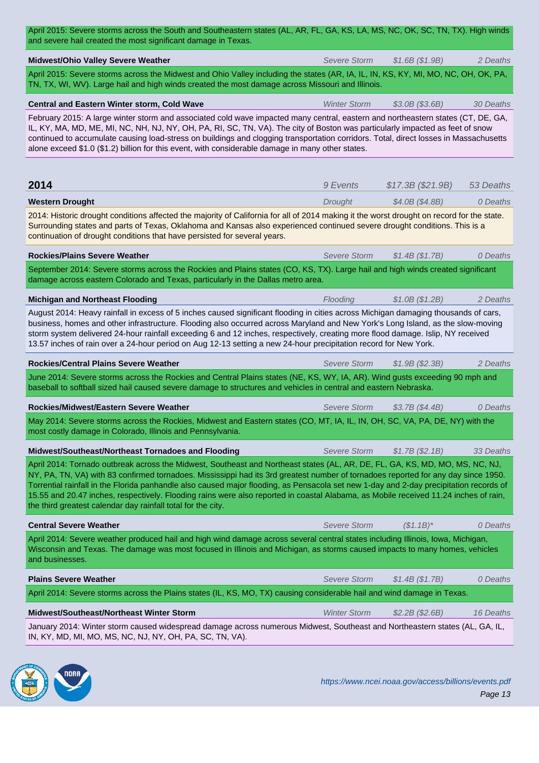April 2015: Severe storms across the South and Southeastern states (AL, AR, FL, GA, KS, LA, MS, NC, OK, SC, TN, TX). High winds and severe hail created the most significant damage in Texas.

**Midwest/Ohio Valley Severe Weather** | *Severe Storm* | *$1.6B ($1.9B)* | *2 Deaths*

April 2015: Severe storms across the Midwest and Ohio Valley including the states (AR, IA, IL, IN, KS, KY, MI, MO, NC, OH, OK, PA, TN, TX, WI, WV). Large hail and high winds created the most damage across Missouri and Illinois.

**Central and Eastern Winter storm, Cold Wave** | *Winter Storm* | *$3.0B ($3.6B)* | *30 Deaths*

February 2015: A large winter storm and associated cold wave impacted many central, eastern and northeastern states (CT, DE, GA, IL, KY, MA, MD, ME, MI, NC, NH, NJ, NY, OH, PA, RI, SC, TN, VA). The city of Boston was particularly impacted as feet of snow continued to accumulate causing load-stress on buildings and clogging transportation corridors. Total, direct losses in Massachusetts alone exceed $1.0 ($1.2) billion for this event, with considerable damage in many other states.

## 2014 | *9 Events* | *$17.3B ($21.9B)* | *53 Deaths*

**Western Drought** | *Drought* | *$4.0B ($4.8B)* | *0 Deaths*

2014: Historic drought conditions affected the majority of California for all of 2014 making it the worst drought on record for the state. Surrounding states and parts of Texas, Oklahoma and Kansas also experienced continued severe drought conditions. This is a continuation of drought conditions that have persisted for several years.

**Rockies/Plains Severe Weather** | *Severe Storm* | *$1.4B ($1.7B)* | *0 Deaths*

September 2014: Severe storms across the Rockies and Plains states (CO, KS, TX). Large hail and high winds created significant damage across eastern Colorado and Texas, particularly in the Dallas metro area.

**Michigan and Northeast Flooding** | *Flooding* | *$1.0B ($1.2B)* | *2 Deaths*

August 2014: Heavy rainfall in excess of 5 inches caused significant flooding in cities across Michigan damaging thousands of cars, business, homes and other infrastructure. Flooding also occurred across Maryland and New York's Long Island, as the slow-moving storm system delivered 24-hour rainfall exceeding 6 and 12 inches, respectively, creating more flood damage. Islip, NY received 13.57 inches of rain over a 24-hour period on Aug 12-13 setting a new 24-hour precipitation record for New York.

**Rockies/Central Plains Severe Weather** | *Severe Storm* | *$1.9B ($2.3B)* | *2 Deaths*

June 2014: Severe storms across the Rockies and Central Plains states (NE, KS, WY, IA, AR). Wind gusts exceeding 90 mph and baseball to softball sized hail caused severe damage to structures and vehicles in central and eastern Nebraska.

**Rockies/Midwest/Eastern Severe Weather** | *Severe Storm* | *$3.7B ($4.4B)* | *0 Deaths*

May 2014: Severe storms across the Rockies, Midwest and Eastern states (CO, MT, IA, IL, IN, OH, SC, VA, PA, DE, NY) with the most costly damage in Colorado, Illinois and Pennsylvania.

**Midwest/Southeast/Northeast Tornadoes and Flooding** | *Severe Storm* | *$1.7B ($2.1B)* | *33 Deaths*

April 2014: Tornado outbreak across the Midwest, Southeast and Northeast states (AL, AR, DE, FL, GA, KS, MD, MO, MS, NC, NJ, NY, PA, TN, VA) with 83 confirmed tornadoes. Mississippi had its 3rd greatest number of tornadoes reported for any day since 1950. Torrential rainfall in the Florida panhandle also caused major flooding, as Pensacola set new 1-day and 2-day precipitation records of 15.55 and 20.47 inches, respectively. Flooding rains were also reported in coastal Alabama, as Mobile received 11.24 inches of rain, the third greatest calendar day rainfall total for the city.

**Central Severe Weather** | *Severe Storm* | *($1.1B)** | *0 Deaths*

April 2014: Severe weather produced hail and high wind damage across several central states including Illinois, Iowa, Michigan, Wisconsin and Texas. The damage was most focused in Illinois and Michigan, as storms caused impacts to many homes, vehicles and businesses.

**Plains Severe Weather** | *Severe Storm* | *$1.4B ($1.7B)* | *0 Deaths*

April 2014: Severe storms across the Plains states (IL, KS, MO, TX) causing considerable hail and wind damage in Texas.

**Midwest/Southeast/Northeast Winter Storm** | *Winter Storm* | *$2.2B ($2.6B)* | *16 Deaths*

January 2014: Winter storm caused widespread damage across numerous Midwest, Southeast and Northeastern states (AL, GA, IL, IN, KY, MD, MI, MO, MS, NC, NJ, NY, OH, PA, SC, TN, VA).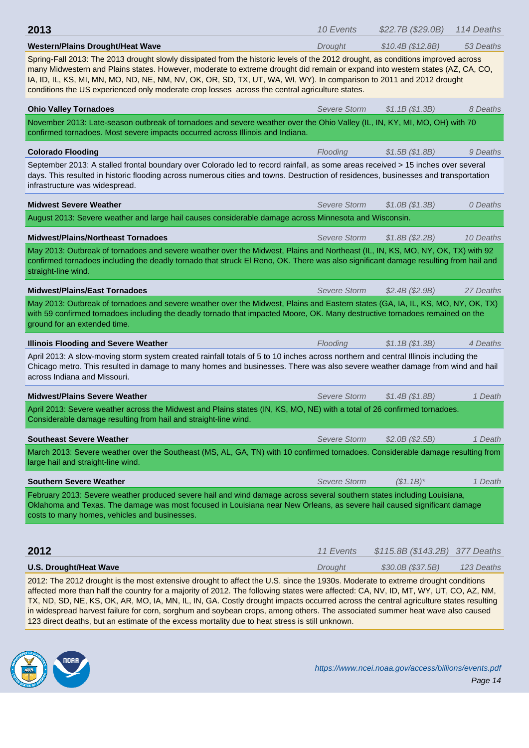## 2013

*10 Events* *$22.7B ($29.0B)* *114 Deaths*

**Western/Plains Drought/Heat Wave** *Drought* *$10.4B ($12.8B)* *53 Deaths*

Spring-Fall 2013: The 2013 drought slowly dissipated from the historic levels of the 2012 drought, as conditions improved across many Midwestern and Plains states. However, moderate to extreme drought did remain or expand into western states (AZ, CA, CO, IA, ID, IL, KS, MI, MN, MO, ND, NE, NM, NV, OK, OR, SD, TX, UT, WA, WI, WY). In comparison to 2011 and 2012 drought conditions the US experienced only moderate crop losses across the central agriculture states.

**Ohio Valley Tornadoes** *Severe Storm* *$1.1B ($1.3B)* *8 Deaths*

November 2013: Late-season outbreak of tornadoes and severe weather over the Ohio Valley (IL, IN, KY, MI, MO, OH) with 70 confirmed tornadoes. Most severe impacts occurred across Illinois and Indiana.

**Colorado Flooding** *Flooding* *$1.5B ($1.8B)* *9 Deaths*

September 2013: A stalled frontal boundary over Colorado led to record rainfall, as some areas received > 15 inches over several days. This resulted in historic flooding across numerous cities and towns. Destruction of residences, businesses and transportation infrastructure was widespread.

**Midwest Severe Weather** *Severe Storm* *$1.0B ($1.3B)* *0 Deaths*

August 2013: Severe weather and large hail causes considerable damage across Minnesota and Wisconsin.

**Midwest/Plains/Northeast Tornadoes** *Severe Storm* *$1.8B ($2.2B)* *10 Deaths*

May 2013: Outbreak of tornadoes and severe weather over the Midwest, Plains and Northeast (IL, IN, KS, MO, NY, OK, TX) with 92 confirmed tornadoes including the deadly tornado that struck El Reno, OK. There was also significant damage resulting from hail and straight-line wind.

**Midwest/Plains/East Tornadoes** *Severe Storm* *$2.4B ($2.9B)* *27 Deaths*

May 2013: Outbreak of tornadoes and severe weather over the Midwest, Plains and Eastern states (GA, IA, IL, KS, MO, NY, OK, TX) with 59 confirmed tornadoes including the deadly tornado that impacted Moore, OK. Many destructive tornadoes remained on the ground for an extended time.

**Illinois Flooding and Severe Weather** *Flooding* *$1.1B ($1.3B)* *4 Deaths*

April 2013: A slow-moving storm system created rainfall totals of 5 to 10 inches across northern and central Illinois including the Chicago metro. This resulted in damage to many homes and businesses. There was also severe weather damage from wind and hail across Indiana and Missouri.

**Midwest/Plains Severe Weather** *Severe Storm* *$1.4B ($1.8B)* *1 Death*

April 2013: Severe weather across the Midwest and Plains states (IN, KS, MO, NE) with a total of 26 confirmed tornadoes. Considerable damage resulting from hail and straight-line wind.

**Southeast Severe Weather** *Severe Storm* *$2.0B ($2.5B)* *1 Death*

March 2013: Severe weather over the Southeast (MS, AL, GA, TN) with 10 confirmed tornadoes. Considerable damage resulting from large hail and straight-line wind.

**Southern Severe Weather** *Severe Storm* *($1.1B)** *1 Death*

February 2013: Severe weather produced severe hail and wind damage across several southern states including Louisiana, Oklahoma and Texas. The damage was most focused in Louisiana near New Orleans, as severe hail caused significant damage costs to many homes, vehicles and businesses.

## 2012

*11 Events* *$115.8B ($143.2B)* *377 Deaths*

**U.S. Drought/Heat Wave** *Drought* *$30.0B ($37.5B)* *123 Deaths*

2012: The 2012 drought is the most extensive drought to affect the U.S. since the 1930s. Moderate to extreme drought conditions affected more than half the country for a majority of 2012. The following states were affected: CA, NV, ID, MT, WY, UT, CO, AZ, NM, TX, ND, SD, NE, KS, OK, AR, MO, IA, MN, IL, IN, GA. Costly drought impacts occurred across the central agriculture states resulting in widespread harvest failure for corn, sorghum and soybean crops, among others. The associated summer heat wave also caused 123 direct deaths, but an estimate of the excess mortality due to heat stress is still unknown.

https://www.ncei.noaa.gov/access/billions/events.pdf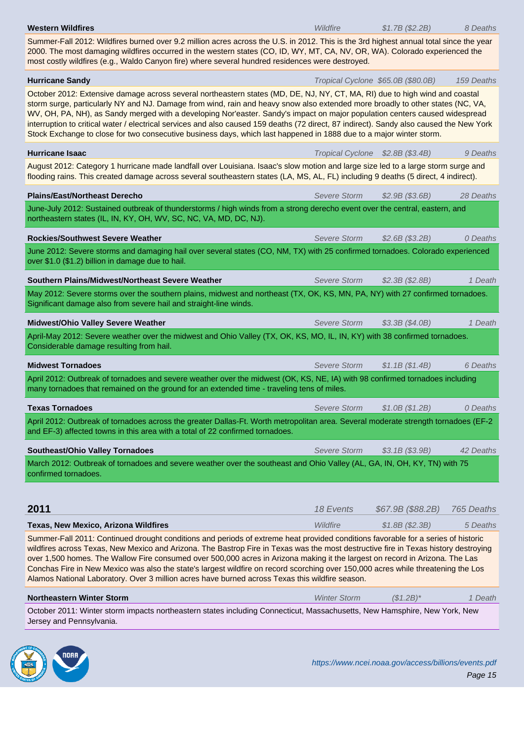**Western Wildfires** | *Wildfire* | *$1.7B ($2.2B)* | *8 Deaths*

Summer-Fall 2012: Wildfires burned over 9.2 million acres across the U.S. in 2012. This is the 3rd highest annual total since the year 2000. The most damaging wildfires occurred in the western states (CO, ID, WY, MT, CA, NV, OR, WA). Colorado experienced the most costly wildfires (e.g., Waldo Canyon fire) where several hundred residences were destroyed.

**Hurricane Sandy** | *Tropical Cyclone* | *$65.0B ($80.0B)* | *159 Deaths*

October 2012: Extensive damage across several northeastern states (MD, DE, NJ, NY, CT, MA, RI) due to high wind and coastal storm surge, particularly NY and NJ. Damage from wind, rain and heavy snow also extended more broadly to other states (NC, VA, WV, OH, PA, NH), as Sandy merged with a developing Nor'easter. Sandy's impact on major population centers caused widespread interruption to critical water / electrical services and also caused 159 deaths (72 direct, 87 indirect). Sandy also caused the New York Stock Exchange to close for two consecutive business days, which last happened in 1888 due to a major winter storm.

**Hurricane Isaac** | *Tropical Cyclone* | *$2.8B ($3.4B)* | *9 Deaths*

August 2012: Category 1 hurricane made landfall over Louisiana. Isaac's slow motion and large size led to a large storm surge and flooding rains. This created damage across several southeastern states (LA, MS, AL, FL) including 9 deaths (5 direct, 4 indirect).

**Plains/East/Northeast Derecho** | *Severe Storm* | *$2.9B ($3.6B)* | *28 Deaths*

June-July 2012: Sustained outbreak of thunderstorms / high winds from a strong derecho event over the central, eastern, and northeastern states (IL, IN, KY, OH, WV, SC, NC, VA, MD, DC, NJ).

**Rockies/Southwest Severe Weather** | *Severe Storm* | *$2.6B ($3.2B)* | *0 Deaths*

June 2012: Severe storms and damaging hail over several states (CO, NM, TX) with 25 confirmed tornadoes. Colorado experienced over $1.0 ($1.2) billion in damage due to hail.

**Southern Plains/Midwest/Northeast Severe Weather** | *Severe Storm* | *$2.3B ($2.8B)* | *1 Death*

May 2012: Severe storms over the southern plains, midwest and northeast (TX, OK, KS, MN, PA, NY) with 27 confirmed tornadoes. Significant damage also from severe hail and straight-line winds.

**Midwest/Ohio Valley Severe Weather** | *Severe Storm* | *$3.3B ($4.0B)* | *1 Death*

April-May 2012: Severe weather over the midwest and Ohio Valley (TX, OK, KS, MO, IL, IN, KY) with 38 confirmed tornadoes. Considerable damage resulting from hail.

**Midwest Tornadoes** | *Severe Storm* | *$1.1B ($1.4B)* | *6 Deaths*

April 2012: Outbreak of tornadoes and severe weather over the midwest (OK, KS, NE, IA) with 98 confirmed tornadoes including many tornadoes that remained on the ground for an extended time - traveling tens of miles.

**Texas Tornadoes** | *Severe Storm* | *$1.0B ($1.2B)* | *0 Deaths*

April 2012: Outbreak of tornadoes across the greater Dallas-Ft. Worth metropolitan area. Several moderate strength tornadoes (EF-2 and EF-3) affected towns in this area with a total of 22 confirmed tornadoes.

**Southeast/Ohio Valley Tornadoes** | *Severe Storm* | *$3.1B ($3.9B)* | *42 Deaths*

March 2012: Outbreak of tornadoes and severe weather over the southeast and Ohio Valley (AL, GA, IN, OH, KY, TN) with 75 confirmed tornadoes.

## 2011 | *18 Events* | *$67.9B ($88.2B)* | *765 Deaths*

**Texas, New Mexico, Arizona Wildfires** | *Wildfire* | *$1.8B ($2.3B)* | *5 Deaths*

Summer-Fall 2011: Continued drought conditions and periods of extreme heat provided conditions favorable for a series of historic wildfires across Texas, New Mexico and Arizona. The Bastrop Fire in Texas was the most destructive fire in Texas history destroying over 1,500 homes. The Wallow Fire consumed over 500,000 acres in Arizona making it the largest on record in Arizona. The Las Conchas Fire in New Mexico was also the state's largest wildfire on record scorching over 150,000 acres while threatening the Los Alamos National Laboratory. Over 3 million acres have burned across Texas this wildfire season.

**Northeastern Winter Storm** | *Winter Storm* | *($1.2B)** | *1 Death*

October 2011: Winter storm impacts northeastern states including Connecticut, Massachusetts, New Hampshire, New York, New Jersey and Pennsylvania.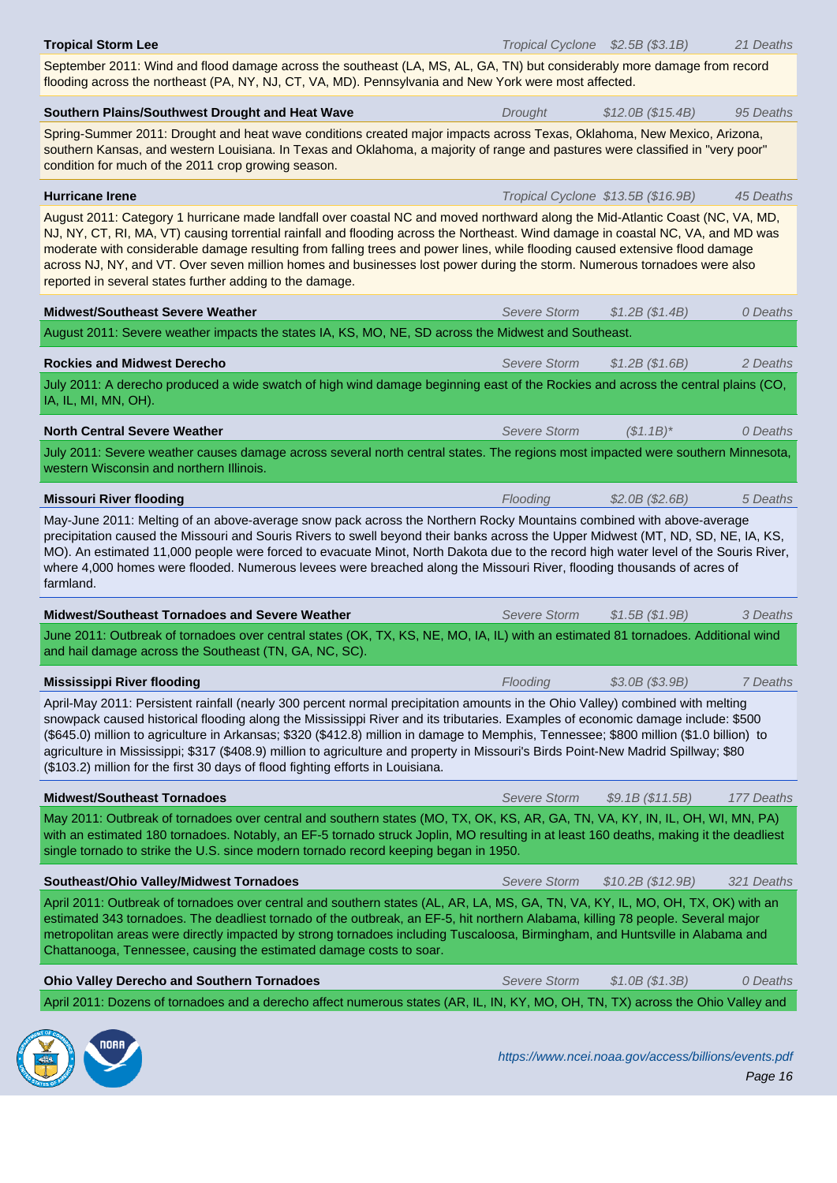**Tropical Storm Lee** | *Tropical Cyclone* | *$2.5B ($3.1B)* | *21 Deaths*

September 2011: Wind and flood damage across the southeast (LA, MS, AL, GA, TN) but considerably more damage from record flooding across the northeast (PA, NY, NJ, CT, VA, MD). Pennsylvania and New York were most affected.

**Southern Plains/Southwest Drought and Heat Wave** | *Drought* | *$12.0B ($15.4B)* | *95 Deaths*

Spring-Summer 2011: Drought and heat wave conditions created major impacts across Texas, Oklahoma, New Mexico, Arizona, southern Kansas, and western Louisiana. In Texas and Oklahoma, a majority of range and pastures were classified in "very poor" condition for much of the 2011 crop growing season.

**Hurricane Irene** | *Tropical Cyclone* | *$13.5B ($16.9B)* | *45 Deaths*

August 2011: Category 1 hurricane made landfall over coastal NC and moved northward along the Mid-Atlantic Coast (NC, VA, MD, NJ, NY, CT, RI, MA, VT) causing torrential rainfall and flooding across the Northeast. Wind damage in coastal NC, VA, and MD was moderate with considerable damage resulting from falling trees and power lines, while flooding caused extensive flood damage across NJ, NY, and VT. Over seven million homes and businesses lost power during the storm. Numerous tornadoes were also reported in several states further adding to the damage.

**Midwest/Southeast Severe Weather** | *Severe Storm* | *$1.2B ($1.4B)* | *0 Deaths*

August 2011: Severe weather impacts the states IA, KS, MO, NE, SD across the Midwest and Southeast.

**Rockies and Midwest Derecho** | *Severe Storm* | *$1.2B ($1.6B)* | *2 Deaths*

July 2011: A derecho produced a wide swatch of high wind damage beginning east of the Rockies and across the central plains (CO, IA, IL, MI, MN, OH).

**North Central Severe Weather** | *Severe Storm* | *($1.1B)** | *0 Deaths*

July 2011: Severe weather causes damage across several north central states. The regions most impacted were southern Minnesota, western Wisconsin and northern Illinois.

**Missouri River flooding** | *Flooding* | *$2.0B ($2.6B)* | *5 Deaths*

May-June 2011: Melting of an above-average snow pack across the Northern Rocky Mountains combined with above-average precipitation caused the Missouri and Souris Rivers to swell beyond their banks across the Upper Midwest (MT, ND, SD, NE, IA, KS, MO). An estimated 11,000 people were forced to evacuate Minot, North Dakota due to the record high water level of the Souris River, where 4,000 homes were flooded. Numerous levees were breached along the Missouri River, flooding thousands of acres of farmland.

**Midwest/Southeast Tornadoes and Severe Weather** | *Severe Storm* | *$1.5B ($1.9B)* | *3 Deaths*

June 2011: Outbreak of tornadoes over central states (OK, TX, KS, NE, MO, IA, IL) with an estimated 81 tornadoes. Additional wind and hail damage across the Southeast (TN, GA, NC, SC).

**Mississippi River flooding** | *Flooding* | *$3.0B ($3.9B)* | *7 Deaths*

April-May 2011: Persistent rainfall (nearly 300 percent normal precipitation amounts in the Ohio Valley) combined with melting snowpack caused historical flooding along the Mississippi River and its tributaries. Examples of economic damage include: $500 ($645.0) million to agriculture in Arkansas; $320 ($412.8) million in damage to Memphis, Tennessee; $800 million ($1.0 billion) to agriculture in Mississippi; $317 ($408.9) million to agriculture and property in Missouri's Birds Point-New Madrid Spillway; $80 ($103.2) million for the first 30 days of flood fighting efforts in Louisiana.

**Midwest/Southeast Tornadoes** | *Severe Storm* | *$9.1B ($11.5B)* | *177 Deaths*

May 2011: Outbreak of tornadoes over central and southern states (MO, TX, OK, KS, AR, GA, TN, VA, KY, IN, IL, OH, WI, MN, PA) with an estimated 180 tornadoes. Notably, an EF-5 tornado struck Joplin, MO resulting in at least 160 deaths, making it the deadliest single tornado to strike the U.S. since modern tornado record keeping began in 1950.

**Southeast/Ohio Valley/Midwest Tornadoes** | *Severe Storm* | *$10.2B ($12.9B)* | *321 Deaths*

April 2011: Outbreak of tornadoes over central and southern states (AL, AR, LA, MS, GA, TN, VA, KY, IL, MO, OH, TX, OK) with an estimated 343 tornadoes. The deadliest tornado of the outbreak, an EF-5, hit northern Alabama, killing 78 people. Several major metropolitan areas were directly impacted by strong tornadoes including Tuscaloosa, Birmingham, and Huntsville in Alabama and Chattanooga, Tennessee, causing the estimated damage costs to soar.

**Ohio Valley Derecho and Southern Tornadoes** | *Severe Storm* | *$1.0B ($1.3B)* | *0 Deaths*

April 2011: Dozens of tornadoes and a derecho affect numerous states (AR, IL, IN, KY, MO, OH, TN, TX) across the Ohio Valley and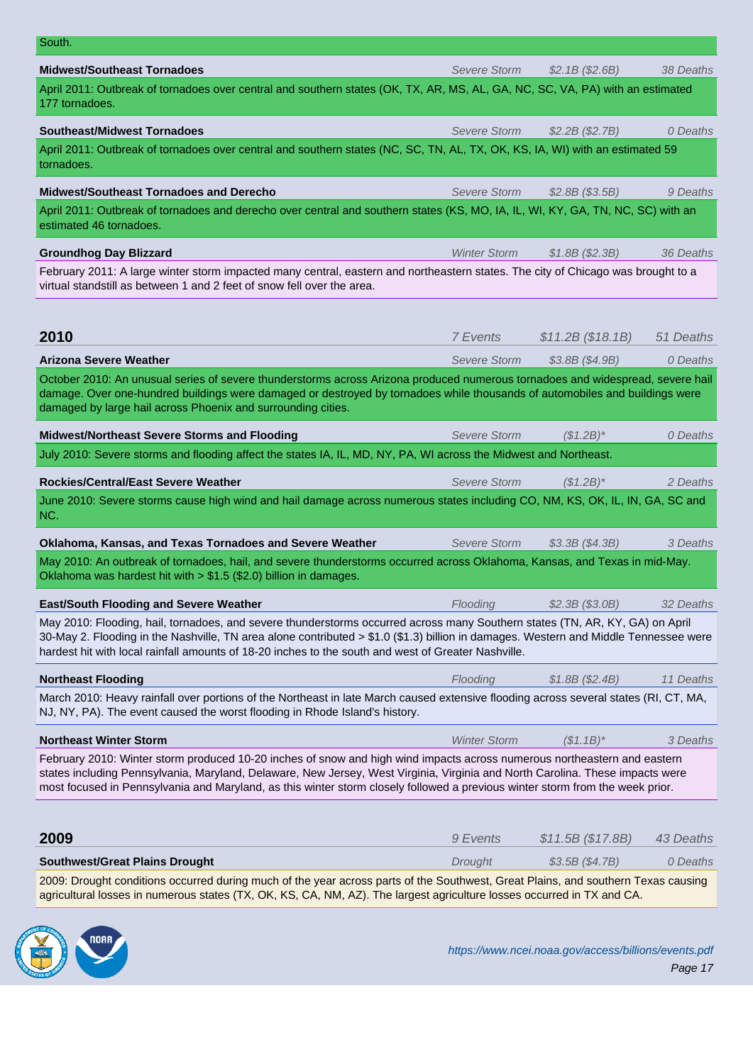South.

**Midwest/Southeast Tornadoes** — *Severe Storm* — *$2.1B ($2.6B)* — *38 Deaths*

April 2011: Outbreak of tornadoes over central and southern states (OK, TX, AR, MS, AL, GA, NC, SC, VA, PA) with an estimated 177 tornadoes.

**Southeast/Midwest Tornadoes** — *Severe Storm* — *$2.2B ($2.7B)* — *0 Deaths*

April 2011: Outbreak of tornadoes over central and southern states (NC, SC, TN, AL, TX, OK, KS, IA, WI) with an estimated 59 tornadoes.

**Midwest/Southeast Tornadoes and Derecho** — *Severe Storm* — *$2.8B ($3.5B)* — *9 Deaths*

April 2011: Outbreak of tornadoes and derecho over central and southern states (KS, MO, IA, IL, WI, KY, GA, TN, NC, SC) with an estimated 46 tornadoes.

**Groundhog Day Blizzard** — *Winter Storm* — *$1.8B ($2.3B)* — *36 Deaths*

February 2011: A large winter storm impacted many central, eastern and northeastern states. The city of Chicago was brought to a virtual standstill as between 1 and 2 feet of snow fell over the area.

## 2010 — *7 Events* — *$11.2B ($18.1B)* — *51 Deaths*

**Arizona Severe Weather** — *Severe Storm* — *$3.8B ($4.9B)* — *0 Deaths*

October 2010: An unusual series of severe thunderstorms across Arizona produced numerous tornadoes and widespread, severe hail damage. Over one-hundred buildings were damaged or destroyed by tornadoes while thousands of automobiles and buildings were damaged by large hail across Phoenix and surrounding cities.

**Midwest/Northeast Severe Storms and Flooding** — *Severe Storm* — *($1.2B)** — *0 Deaths*

July 2010: Severe storms and flooding affect the states IA, IL, MD, NY, PA, WI across the Midwest and Northeast.

**Rockies/Central/East Severe Weather** — *Severe Storm* — *($1.2B)** — *2 Deaths*

June 2010: Severe storms cause high wind and hail damage across numerous states including CO, NM, KS, OK, IL, IN, GA, SC and NC.

**Oklahoma, Kansas, and Texas Tornadoes and Severe Weather** — *Severe Storm* — *$3.3B ($4.3B)* — *3 Deaths*

May 2010: An outbreak of tornadoes, hail, and severe thunderstorms occurred across Oklahoma, Kansas, and Texas in mid-May. Oklahoma was hardest hit with > $1.5 ($2.0) billion in damages.

**East/South Flooding and Severe Weather** — *Flooding* — *$2.3B ($3.0B)* — *32 Deaths*

May 2010: Flooding, hail, tornadoes, and severe thunderstorms occurred across many Southern states (TN, AR, KY, GA) on April 30-May 2. Flooding in the Nashville, TN area alone contributed > $1.0 ($1.3) billion in damages. Western and Middle Tennessee were hardest hit with local rainfall amounts of 18-20 inches to the south and west of Greater Nashville.

**Northeast Flooding** — *Flooding* — *$1.8B ($2.4B)* — *11 Deaths*

March 2010: Heavy rainfall over portions of the Northeast in late March caused extensive flooding across several states (RI, CT, MA, NJ, NY, PA). The event caused the worst flooding in Rhode Island's history.

**Northeast Winter Storm** — *Winter Storm* — *($1.1B)** — *3 Deaths*

February 2010: Winter storm produced 10-20 inches of snow and high wind impacts across numerous northeastern and eastern states including Pennsylvania, Maryland, Delaware, New Jersey, West Virginia, Virginia and North Carolina. These impacts were most focused in Pennsylvania and Maryland, as this winter storm closely followed a previous winter storm from the week prior.

## 2009 — *9 Events* — *$11.5B ($17.8B)* — *43 Deaths*

**Southwest/Great Plains Drought** — *Drought* — *$3.5B ($4.7B)* — *0 Deaths*

2009: Drought conditions occurred during much of the year across parts of the Southwest, Great Plains, and southern Texas causing agricultural losses in numerous states (TX, OK, KS, CA, NM, AZ). The largest agriculture losses occurred in TX and CA.

https://www.ncei.noaa.gov/access/billions/events.pdf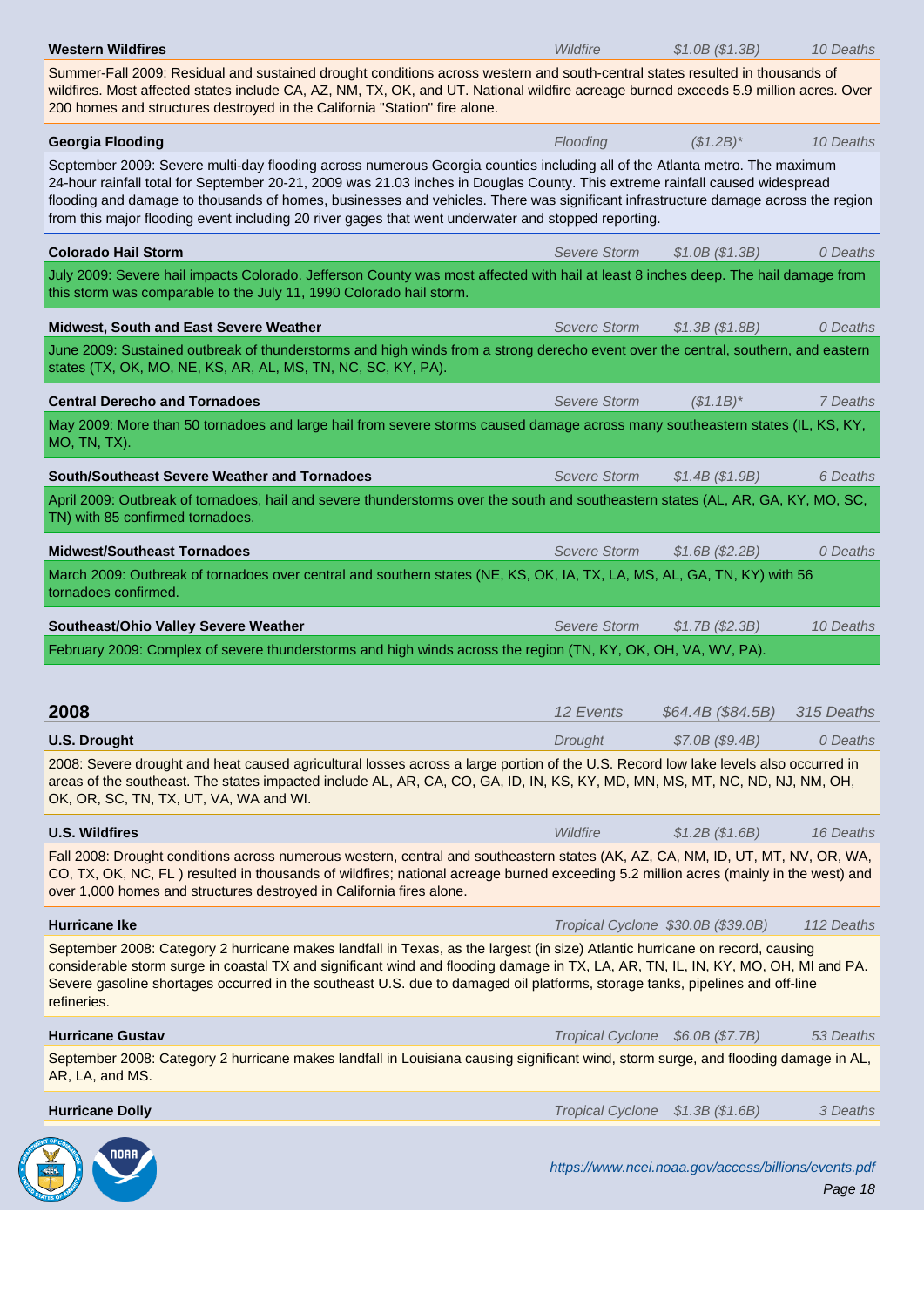**Western Wildfires** | *Wildfire* | *$1.0B ($1.3B)* | *10 Deaths*

Summer-Fall 2009: Residual and sustained drought conditions across western and south-central states resulted in thousands of wildfires. Most affected states include CA, AZ, NM, TX, OK, and UT. National wildfire acreage burned exceeds 5.9 million acres. Over 200 homes and structures destroyed in the California "Station" fire alone.

**Georgia Flooding** | *Flooding* | *($1.2B)** | *10 Deaths*

September 2009: Severe multi-day flooding across numerous Georgia counties including all of the Atlanta metro. The maximum 24-hour rainfall total for September 20-21, 2009 was 21.03 inches in Douglas County. This extreme rainfall caused widespread flooding and damage to thousands of homes, businesses and vehicles. There was significant infrastructure damage across the region from this major flooding event including 20 river gages that went underwater and stopped reporting.

**Colorado Hail Storm** | *Severe Storm* | *$1.0B ($1.3B)* | *0 Deaths*

July 2009: Severe hail impacts Colorado. Jefferson County was most affected with hail at least 8 inches deep. The hail damage from this storm was comparable to the July 11, 1990 Colorado hail storm.

**Midwest, South and East Severe Weather** | *Severe Storm* | *$1.3B ($1.8B)* | *0 Deaths*

June 2009: Sustained outbreak of thunderstorms and high winds from a strong derecho event over the central, southern, and eastern states (TX, OK, MO, NE, KS, AR, AL, MS, TN, NC, SC, KY, PA).

**Central Derecho and Tornadoes** | *Severe Storm* | *($1.1B)** | *7 Deaths*

May 2009: More than 50 tornadoes and large hail from severe storms caused damage across many southeastern states (IL, KS, KY, MO, TN, TX).

**South/Southeast Severe Weather and Tornadoes** | *Severe Storm* | *$1.4B ($1.9B)* | *6 Deaths*

April 2009: Outbreak of tornadoes, hail and severe thunderstorms over the south and southeastern states (AL, AR, GA, KY, MO, SC, TN) with 85 confirmed tornadoes.

**Midwest/Southeast Tornadoes** | *Severe Storm* | *$1.6B ($2.2B)* | *0 Deaths*

March 2009: Outbreak of tornadoes over central and southern states (NE, KS, OK, IA, TX, LA, MS, AL, GA, TN, KY) with 56 tornadoes confirmed.

**Southeast/Ohio Valley Severe Weather** | *Severe Storm* | *$1.7B ($2.3B)* | *10 Deaths*

February 2009: Complex of severe thunderstorms and high winds across the region (TN, KY, OK, OH, VA, WV, PA).

## 2008

*12 Events* | *$64.4B ($84.5B)* | *315 Deaths*

**U.S. Drought** | *Drought* | *$7.0B ($9.4B)* | *0 Deaths*

2008: Severe drought and heat caused agricultural losses across a large portion of the U.S. Record low lake levels also occurred in areas of the southeast. The states impacted include AL, AR, CA, CO, GA, ID, IN, KS, KY, MD, MN, MS, MT, NC, ND, NJ, NM, OH, OK, OR, SC, TN, TX, UT, VA, WA and WI.

**U.S. Wildfires** | *Wildfire* | *$1.2B ($1.6B)* | *16 Deaths*

Fall 2008: Drought conditions across numerous western, central and southeastern states (AK, AZ, CA, NM, ID, UT, MT, NV, OR, WA, CO, TX, OK, NC, FL ) resulted in thousands of wildfires; national acreage burned exceeding 5.2 million acres (mainly in the west) and over 1,000 homes and structures destroyed in California fires alone.

**Hurricane Ike** | *Tropical Cyclone* | *$30.0B ($39.0B)* | *112 Deaths*

September 2008: Category 2 hurricane makes landfall in Texas, as the largest (in size) Atlantic hurricane on record, causing considerable storm surge in coastal TX and significant wind and flooding damage in TX, LA, AR, TN, IL, IN, KY, MO, OH, MI and PA. Severe gasoline shortages occurred in the southeast U.S. due to damaged oil platforms, storage tanks, pipelines and off-line refineries.

**Hurricane Gustav** | *Tropical Cyclone* | *$6.0B ($7.7B)* | *53 Deaths*

September 2008: Category 2 hurricane makes landfall in Louisiana causing significant wind, storm surge, and flooding damage in AL, AR, LA, and MS.

**Hurricane Dolly** | *Tropical Cyclone* | *$1.3B ($1.6B)* | *3 Deaths*

*https://www.ncei.noaa.gov/access/billions/events.pdf*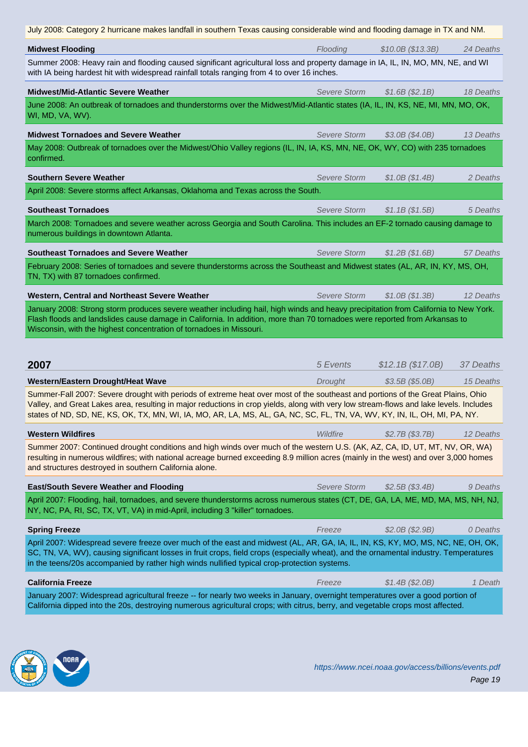July 2008: Category 2 hurricane makes landfall in southern Texas causing considerable wind and flooding damage in TX and NM.

**Midwest Flooding** | *Flooding* | *$10.0B ($13.3B)* | *24 Deaths*

Summer 2008: Heavy rain and flooding caused significant agricultural loss and property damage in IA, IL, IN, MO, MN, NE, and WI with IA being hardest hit with widespread rainfall totals ranging from 4 to over 16 inches.

**Midwest/Mid-Atlantic Severe Weather** | *Severe Storm* | *$1.6B ($2.1B)* | *18 Deaths*

June 2008: An outbreak of tornadoes and thunderstorms over the Midwest/Mid-Atlantic states (IA, IL, IN, KS, NE, MI, MN, MO, OK, WI, MD, VA, WV).

**Midwest Tornadoes and Severe Weather** | *Severe Storm* | *$3.0B ($4.0B)* | *13 Deaths*

May 2008: Outbreak of tornadoes over the Midwest/Ohio Valley regions (IL, IN, IA, KS, MN, NE, OK, WY, CO) with 235 tornadoes confirmed.

**Southern Severe Weather** | *Severe Storm* | *$1.0B ($1.4B)* | *2 Deaths*

April 2008: Severe storms affect Arkansas, Oklahoma and Texas across the South.

**Southeast Tornadoes** | *Severe Storm* | *$1.1B ($1.5B)* | *5 Deaths*

March 2008: Tornadoes and severe weather across Georgia and South Carolina. This includes an EF-2 tornado causing damage to numerous buildings in downtown Atlanta.

**Southeast Tornadoes and Severe Weather** | *Severe Storm* | *$1.2B ($1.6B)* | *57 Deaths*

February 2008: Series of tornadoes and severe thunderstorms across the Southeast and Midwest states (AL, AR, IN, KY, MS, OH, TN, TX) with 87 tornadoes confirmed.

**Western, Central and Northeast Severe Weather** | *Severe Storm* | *$1.0B ($1.3B)* | *12 Deaths*

January 2008: Strong storm produces severe weather including hail, high winds and heavy precipitation from California to New York. Flash floods and landslides cause damage in California. In addition, more than 70 tornadoes were reported from Arkansas to Wisconsin, with the highest concentration of tornadoes in Missouri.

## 2007 | *5 Events* | *$12.1B ($17.0B)* | *37 Deaths*

**Western/Eastern Drought/Heat Wave** | *Drought* | *$3.5B ($5.0B)* | *15 Deaths*

Summer-Fall 2007: Severe drought with periods of extreme heat over most of the southeast and portions of the Great Plains, Ohio Valley, and Great Lakes area, resulting in major reductions in crop yields, along with very low stream-flows and lake levels. Includes states of ND, SD, NE, KS, OK, TX, MN, WI, IA, MO, AR, LA, MS, AL, GA, NC, SC, FL, TN, VA, WV, KY, IN, IL, OH, MI, PA, NY.

**Western Wildfires** | *Wildfire* | *$2.7B ($3.7B)* | *12 Deaths*

Summer 2007: Continued drought conditions and high winds over much of the western U.S. (AK, AZ, CA, ID, UT, MT, NV, OR, WA) resulting in numerous wildfires; with national acreage burned exceeding 8.9 million acres (mainly in the west) and over 3,000 homes and structures destroyed in southern California alone.

**East/South Severe Weather and Flooding** | *Severe Storm* | *$2.5B ($3.4B)* | *9 Deaths*

April 2007: Flooding, hail, tornadoes, and severe thunderstorms across numerous states (CT, DE, GA, LA, ME, MD, MA, MS, NH, NJ, NY, NC, PA, RI, SC, TX, VT, VA) in mid-April, including 3 "killer" tornadoes.

**Spring Freeze** | *Freeze* | *$2.0B ($2.9B)* | *0 Deaths*

April 2007: Widespread severe freeze over much of the east and midwest (AL, AR, GA, IA, IL, IN, KS, KY, MO, MS, NC, NE, OH, OK, SC, TN, VA, WV), causing significant losses in fruit crops, field crops (especially wheat), and the ornamental industry. Temperatures in the teens/20s accompanied by rather high winds nullified typical crop-protection systems.

**California Freeze** | *Freeze* | *$1.4B ($2.0B)* | *1 Death*

January 2007: Widespread agricultural freeze -- for nearly two weeks in January, overnight temperatures over a good portion of California dipped into the 20s, destroying numerous agricultural crops; with citrus, berry, and vegetable crops most affected.

https://www.ncei.noaa.gov/access/billions/events.pdf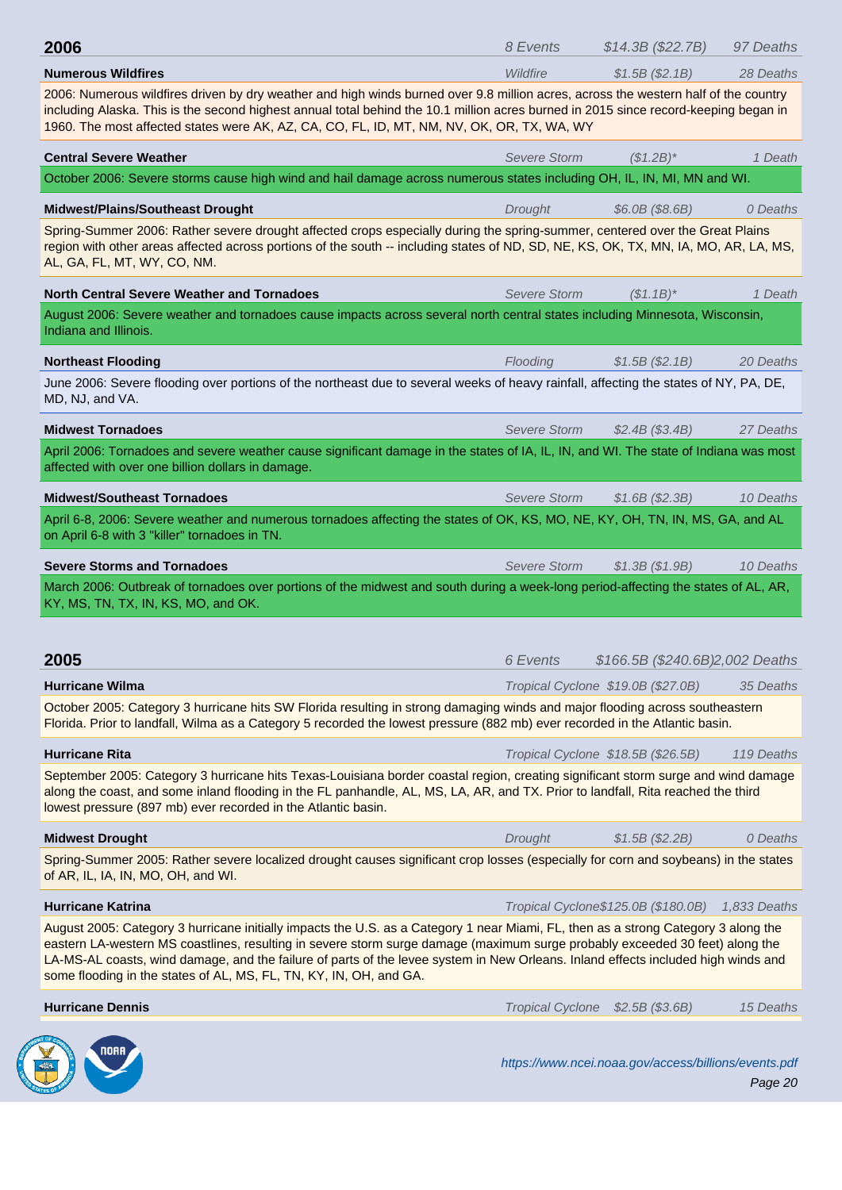## 2006

*8 Events* | *$14.3B ($22.7B)* | *97 Deaths*

**Numerous Wildfires** | *Wildfire* | *$1.5B ($2.1B)* | *28 Deaths*

2006: Numerous wildfires driven by dry weather and high winds burned over 9.8 million acres, across the western half of the country including Alaska. This is the second highest annual total behind the 10.1 million acres burned in 2015 since record-keeping began in 1960. The most affected states were AK, AZ, CA, CO, FL, ID, MT, NM, NV, OK, OR, TX, WA, WY

**Central Severe Weather** | *Severe Storm* | *($1.2B)** | *1 Death*

October 2006: Severe storms cause high wind and hail damage across numerous states including OH, IL, IN, MI, MN and WI.

**Midwest/Plains/Southeast Drought** | *Drought* | *$6.0B ($8.6B)* | *0 Deaths*

Spring-Summer 2006: Rather severe drought affected crops especially during the spring-summer, centered over the Great Plains region with other areas affected across portions of the south -- including states of ND, SD, NE, KS, OK, TX, MN, IA, MO, AR, LA, MS, AL, GA, FL, MT, WY, CO, NM.

**North Central Severe Weather and Tornadoes** | *Severe Storm* | *($1.1B)** | *1 Death*

August 2006: Severe weather and tornadoes cause impacts across several north central states including Minnesota, Wisconsin, Indiana and Illinois.

**Northeast Flooding** | *Flooding* | *$1.5B ($2.1B)* | *20 Deaths*

June 2006: Severe flooding over portions of the northeast due to several weeks of heavy rainfall, affecting the states of NY, PA, DE, MD, NJ, and VA.

**Midwest Tornadoes** | *Severe Storm* | *$2.4B ($3.4B)* | *27 Deaths*

April 2006: Tornadoes and severe weather cause significant damage in the states of IA, IL, IN, and WI. The state of Indiana was most affected with over one billion dollars in damage.

**Midwest/Southeast Tornadoes** | *Severe Storm* | *$1.6B ($2.3B)* | *10 Deaths*

April 6-8, 2006: Severe weather and numerous tornadoes affecting the states of OK, KS, MO, NE, KY, OH, TN, IN, MS, GA, and AL on April 6-8 with 3 "killer" tornadoes in TN.

**Severe Storms and Tornadoes** | *Severe Storm* | *$1.3B ($1.9B)* | *10 Deaths*

March 2006: Outbreak of tornadoes over portions of the midwest and south during a week-long period-affecting the states of AL, AR, KY, MS, TN, TX, IN, KS, MO, and OK.

## 2005

*6 Events* | *$166.5B ($240.6B)* | *2,002 Deaths*

**Hurricane Wilma** | *Tropical Cyclone* | *$19.0B ($27.0B)* | *35 Deaths*

October 2005: Category 3 hurricane hits SW Florida resulting in strong damaging winds and major flooding across southeastern Florida. Prior to landfall, Wilma as a Category 5 recorded the lowest pressure (882 mb) ever recorded in the Atlantic basin.

**Hurricane Rita** | *Tropical Cyclone* | *$18.5B ($26.5B)* | *119 Deaths*

September 2005: Category 3 hurricane hits Texas-Louisiana border coastal region, creating significant storm surge and wind damage along the coast, and some inland flooding in the FL panhandle, AL, MS, LA, AR, and TX. Prior to landfall, Rita reached the third lowest pressure (897 mb) ever recorded in the Atlantic basin.

**Midwest Drought** | *Drought* | *$1.5B ($2.2B)* | *0 Deaths*

Spring-Summer 2005: Rather severe localized drought causes significant crop losses (especially for corn and soybeans) in the states of AR, IL, IA, IN, MO, OH, and WI.

**Hurricane Katrina** | *Tropical Cyclone* | *$125.0B ($180.0B)* | *1,833 Deaths*

August 2005: Category 3 hurricane initially impacts the U.S. as a Category 1 near Miami, FL, then as a strong Category 3 along the eastern LA-western MS coastlines, resulting in severe storm surge damage (maximum surge probably exceeded 30 feet) along the LA-MS-AL coasts, wind damage, and the failure of parts of the levee system in New Orleans. Inland effects included high winds and some flooding in the states of AL, MS, FL, TN, KY, IN, OH, and GA.

**Hurricane Dennis** | *Tropical Cyclone* | *$2.5B ($3.6B)* | *15 Deaths*

*https://www.ncei.noaa.gov/access/billions/events.pdf*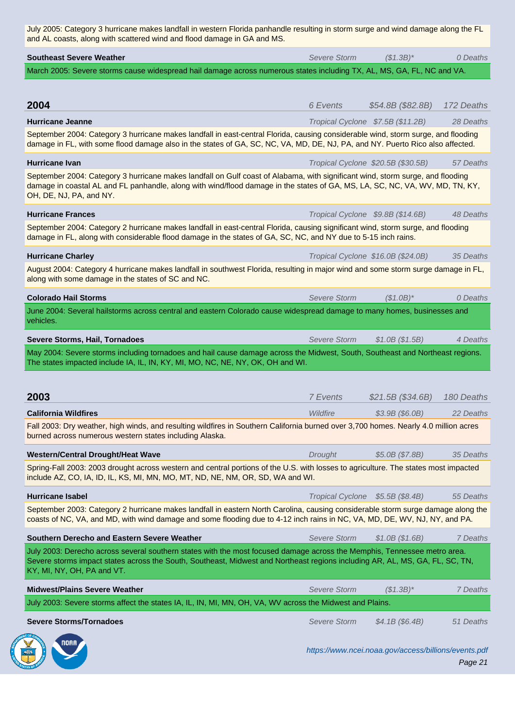July 2005: Category 3 hurricane makes landfall in western Florida panhandle resulting in storm surge and wind damage along the FL and AL coasts, along with scattered wind and flood damage in GA and MS.

**Southeast Severe Weather** | *Severe Storm* | *($1.3B)** | *0 Deaths*

March 2005: Severe storms cause widespread hail damage across numerous states including TX, AL, MS, GA, FL, NC and VA.

## 2004

*6 Events* | *$54.8B ($82.8B)* | *172 Deaths*

**Hurricane Jeanne** | *Tropical Cyclone* | *$7.5B ($11.2B)* | *28 Deaths*

September 2004: Category 3 hurricane makes landfall in east-central Florida, causing considerable wind, storm surge, and flooding damage in FL, with some flood damage also in the states of GA, SC, NC, VA, MD, DE, NJ, PA, and NY. Puerto Rico also affected.

**Hurricane Ivan** | *Tropical Cyclone* | *$20.5B ($30.5B)* | *57 Deaths*

September 2004: Category 3 hurricane makes landfall on Gulf coast of Alabama, with significant wind, storm surge, and flooding damage in coastal AL and FL panhandle, along with wind/flood damage in the states of GA, MS, LA, SC, NC, VA, WV, MD, TN, KY, OH, DE, NJ, PA, and NY.

**Hurricane Frances** | *Tropical Cyclone* | *$9.8B ($14.6B)* | *48 Deaths*

September 2004: Category 2 hurricane makes landfall in east-central Florida, causing significant wind, storm surge, and flooding damage in FL, along with considerable flood damage in the states of GA, SC, NC, and NY due to 5-15 inch rains.

**Hurricane Charley** | *Tropical Cyclone* | *$16.0B ($24.0B)* | *35 Deaths*

August 2004: Category 4 hurricane makes landfall in southwest Florida, resulting in major wind and some storm surge damage in FL, along with some damage in the states of SC and NC.

**Colorado Hail Storms** | *Severe Storm* | *($1.0B)** | *0 Deaths*

June 2004: Several hailstorms across central and eastern Colorado cause widespread damage to many homes, businesses and vehicles.

**Severe Storms, Hail, Tornadoes** | *Severe Storm* | *$1.0B ($1.5B)* | *4 Deaths*

May 2004: Severe storms including tornadoes and hail cause damage across the Midwest, South, Southeast and Northeast regions. The states impacted include IA, IL, IN, KY, MI, MO, NC, NE, NY, OK, OH and WI.

## 2003

*7 Events* | *$21.5B ($34.6B)* | *180 Deaths*

**California Wildfires** | *Wildfire* | *$3.9B ($6.0B)* | *22 Deaths*

Fall 2003: Dry weather, high winds, and resulting wildfires in Southern California burned over 3,700 homes. Nearly 4.0 million acres burned across numerous western states including Alaska.

**Western/Central Drought/Heat Wave** | *Drought* | *$5.0B ($7.8B)* | *35 Deaths*

Spring-Fall 2003: 2003 drought across western and central portions of the U.S. with losses to agriculture. The states most impacted include AZ, CO, IA, ID, IL, KS, MI, MN, MO, MT, ND, NE, NM, OR, SD, WA and WI.

**Hurricane Isabel** | *Tropical Cyclone* | *$5.5B ($8.4B)* | *55 Deaths*

September 2003: Category 2 hurricane makes landfall in eastern North Carolina, causing considerable storm surge damage along the coasts of NC, VA, and MD, with wind damage and some flooding due to 4-12 inch rains in NC, VA, MD, DE, WV, NJ, NY, and PA.

**Southern Derecho and Eastern Severe Weather** | *Severe Storm* | *$1.0B ($1.6B)* | *7 Deaths*

July 2003: Derecho across several southern states with the most focused damage across the Memphis, Tennessee metro area. Severe storms impact states across the South, Southeast, Midwest and Northeast regions including AR, AL, MS, GA, FL, SC, TN, KY, MI, NY, OH, PA and VT.

**Midwest/Plains Severe Weather** | *Severe Storm* | *($1.3B)** | *7 Deaths*

July 2003: Severe storms affect the states IA, IL, IN, MI, MN, OH, VA, WV across the Midwest and Plains.

**Severe Storms/Tornadoes** | *Severe Storm* | *$4.1B ($6.4B)* | *51 Deaths*

*https://www.ncei.noaa.gov/access/billions/events.pdf*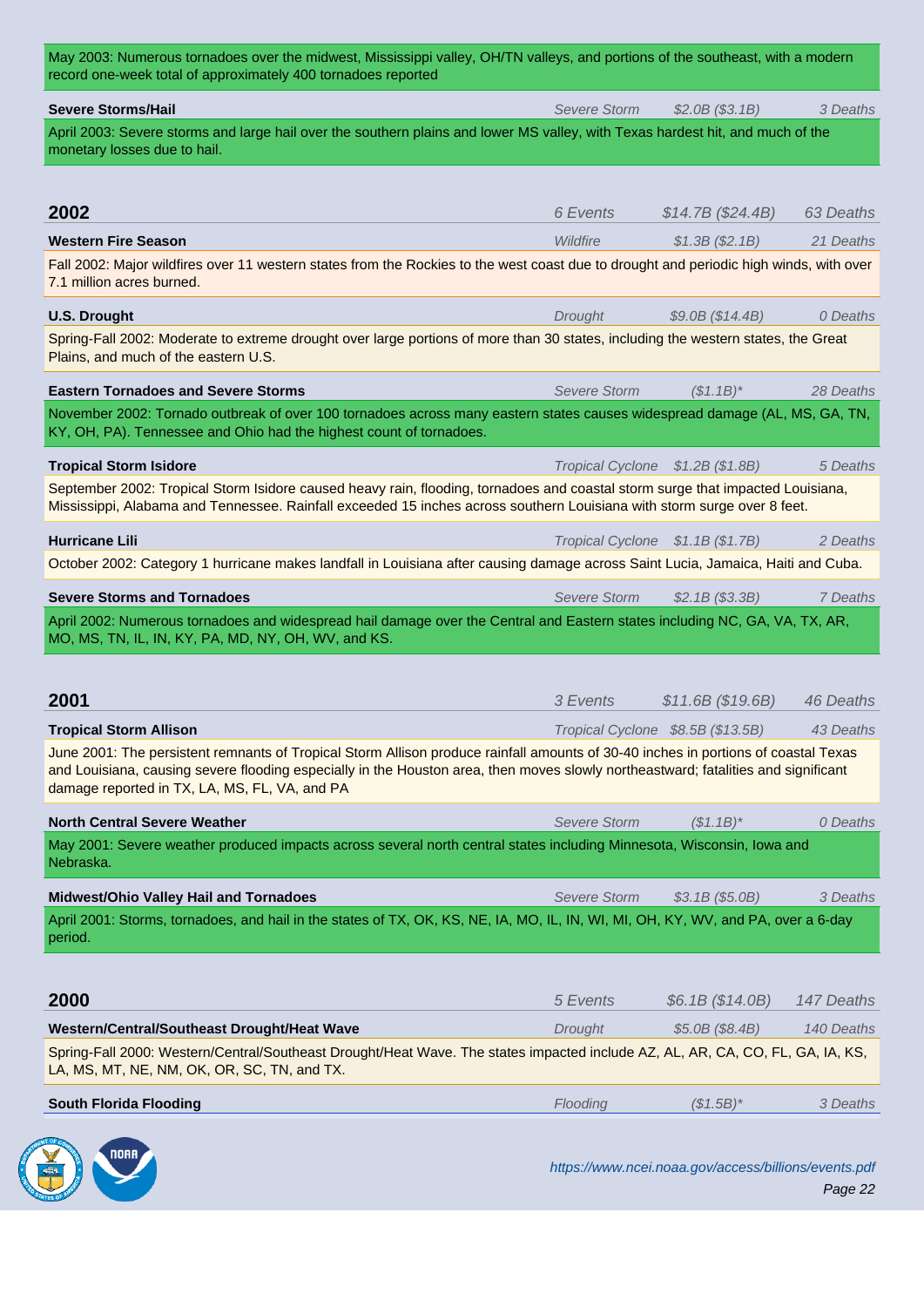May 2003: Numerous tornadoes over the midwest, Mississippi valley, OH/TN valleys, and portions of the southeast, with a modern record one-week total of approximately 400 tornadoes reported

**Severe Storms/Hail** | *Severe Storm* | *$2.0B ($3.1B)* | *3 Deaths*

April 2003: Severe storms and large hail over the southern plains and lower MS valley, with Texas hardest hit, and much of the monetary losses due to hail.

## 2002 | *6 Events* | *$14.7B ($24.4B)* | *63 Deaths*

**Western Fire Season** | *Wildfire* | *$1.3B ($2.1B)* | *21 Deaths*

Fall 2002: Major wildfires over 11 western states from the Rockies to the west coast due to drought and periodic high winds, with over 7.1 million acres burned.

**U.S. Drought** | *Drought* | *$9.0B ($14.4B)* | *0 Deaths*

Spring-Fall 2002: Moderate to extreme drought over large portions of more than 30 states, including the western states, the Great Plains, and much of the eastern U.S.

**Eastern Tornadoes and Severe Storms** | *Severe Storm* | *($1.1B)** | *28 Deaths*

November 2002: Tornado outbreak of over 100 tornadoes across many eastern states causes widespread damage (AL, MS, GA, TN, KY, OH, PA). Tennessee and Ohio had the highest count of tornadoes.

**Tropical Storm Isidore** | *Tropical Cyclone* | *$1.2B ($1.8B)* | *5 Deaths*

September 2002: Tropical Storm Isidore caused heavy rain, flooding, tornadoes and coastal storm surge that impacted Louisiana, Mississippi, Alabama and Tennessee. Rainfall exceeded 15 inches across southern Louisiana with storm surge over 8 feet.

**Hurricane Lili** | *Tropical Cyclone* | *$1.1B ($1.7B)* | *2 Deaths*

October 2002: Category 1 hurricane makes landfall in Louisiana after causing damage across Saint Lucia, Jamaica, Haiti and Cuba.

**Severe Storms and Tornadoes** | *Severe Storm* | *$2.1B ($3.3B)* | *7 Deaths*

April 2002: Numerous tornadoes and widespread hail damage over the Central and Eastern states including NC, GA, VA, TX, AR, MO, MS, TN, IL, IN, KY, PA, MD, NY, OH, WV, and KS.

## 2001 | *3 Events* | *$11.6B ($19.6B)* | *46 Deaths*

**Tropical Storm Allison** | *Tropical Cyclone* | *$8.5B ($13.5B)* | *43 Deaths*

June 2001: The persistent remnants of Tropical Storm Allison produce rainfall amounts of 30-40 inches in portions of coastal Texas and Louisiana, causing severe flooding especially in the Houston area, then moves slowly northeastward; fatalities and significant damage reported in TX, LA, MS, FL, VA, and PA

**North Central Severe Weather** | *Severe Storm* | *($1.1B)** | *0 Deaths*

May 2001: Severe weather produced impacts across several north central states including Minnesota, Wisconsin, Iowa and Nebraska.

**Midwest/Ohio Valley Hail and Tornadoes** | *Severe Storm* | *$3.1B ($5.0B)* | *3 Deaths*

April 2001: Storms, tornadoes, and hail in the states of TX, OK, KS, NE, IA, MO, IL, IN, WI, MI, OH, KY, WV, and PA, over a 6-day period.

## 2000 | *5 Events* | *$6.1B ($14.0B)* | *147 Deaths*

**Western/Central/Southeast Drought/Heat Wave** | *Drought* | *$5.0B ($8.4B)* | *140 Deaths*

Spring-Fall 2000: Western/Central/Southeast Drought/Heat Wave. The states impacted include AZ, AL, AR, CA, CO, FL, GA, IA, KS, LA, MS, MT, NE, NM, OK, OR, SC, TN, and TX.

**South Florida Flooding** | *Flooding* | *($1.5B)** | *3 Deaths*

*https://www.ncei.noaa.gov/access/billions/events.pdf*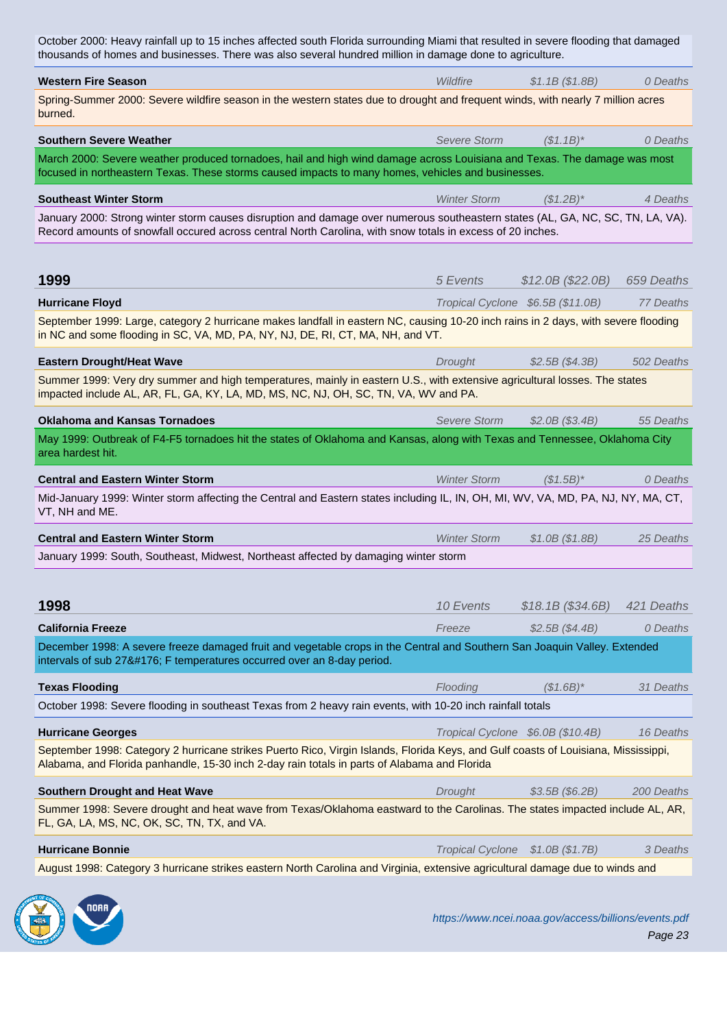October 2000: Heavy rainfall up to 15 inches affected south Florida surrounding Miami that resulted in severe flooding that damaged thousands of homes and businesses. There was also several hundred million in damage done to agriculture.

**Western Fire Season** | *Wildfire* | *$1.1B ($1.8B)* | *0 Deaths*

Spring-Summer 2000: Severe wildfire season in the western states due to drought and frequent winds, with nearly 7 million acres burned.

**Southern Severe Weather** | *Severe Storm* | *($1.1B)** | *0 Deaths*

March 2000: Severe weather produced tornadoes, hail and high wind damage across Louisiana and Texas. The damage was most focused in northeastern Texas. These storms caused impacts to many homes, vehicles and businesses.

**Southeast Winter Storm** | *Winter Storm* | *($1.2B)** | *4 Deaths*

January 2000: Strong winter storm causes disruption and damage over numerous southeastern states (AL, GA, NC, SC, TN, LA, VA). Record amounts of snowfall occured across central North Carolina, with snow totals in excess of 20 inches.

## 1999

*5 Events* | *$12.0B ($22.0B)* | *659 Deaths*

**Hurricane Floyd** | *Tropical Cyclone* | *$6.5B ($11.0B)* | *77 Deaths*

September 1999: Large, category 2 hurricane makes landfall in eastern NC, causing 10-20 inch rains in 2 days, with severe flooding in NC and some flooding in SC, VA, MD, PA, NY, NJ, DE, RI, CT, MA, NH, and VT.

**Eastern Drought/Heat Wave** | *Drought* | *$2.5B ($4.3B)* | *502 Deaths*

Summer 1999: Very dry summer and high temperatures, mainly in eastern U.S., with extensive agricultural losses. The states impacted include AL, AR, FL, GA, KY, LA, MD, MS, NC, NJ, OH, SC, TN, VA, WV and PA.

**Oklahoma and Kansas Tornadoes** | *Severe Storm* | *$2.0B ($3.4B)* | *55 Deaths*

May 1999: Outbreak of F4-F5 tornadoes hit the states of Oklahoma and Kansas, along with Texas and Tennessee, Oklahoma City area hardest hit.

**Central and Eastern Winter Storm** | *Winter Storm* | *($1.5B)** | *0 Deaths*

Mid-January 1999: Winter storm affecting the Central and Eastern states including IL, IN, OH, MI, WV, VA, MD, PA, NJ, NY, MA, CT, VT, NH and ME.

**Central and Eastern Winter Storm** | *Winter Storm* | *$1.0B ($1.8B)* | *25 Deaths*

January 1999: South, Southeast, Midwest, Northeast affected by damaging winter storm

## 1998

*10 Events* | *$18.1B ($34.6B)* | *421 Deaths*

**California Freeze** | *Freeze* | *$2.5B ($4.4B)* | *0 Deaths*

December 1998: A severe freeze damaged fruit and vegetable crops in the Central and Southern San Joaquin Valley. Extended intervals of sub 27&#176; F temperatures occurred over an 8-day period.

**Texas Flooding** | *Flooding* | *($1.6B)** | *31 Deaths*

October 1998: Severe flooding in southeast Texas from 2 heavy rain events, with 10-20 inch rainfall totals

**Hurricane Georges** | *Tropical Cyclone* | *$6.0B ($10.4B)* | *16 Deaths*

September 1998: Category 2 hurricane strikes Puerto Rico, Virgin Islands, Florida Keys, and Gulf coasts of Louisiana, Mississippi, Alabama, and Florida panhandle, 15-30 inch 2-day rain totals in parts of Alabama and Florida

**Southern Drought and Heat Wave** | *Drought* | *$3.5B ($6.2B)* | *200 Deaths*

Summer 1998: Severe drought and heat wave from Texas/Oklahoma eastward to the Carolinas. The states impacted include AL, AR, FL, GA, LA, MS, NC, OK, SC, TN, TX, and VA.

**Hurricane Bonnie** | *Tropical Cyclone* | *$1.0B ($1.7B)* | *3 Deaths*

August 1998: Category 3 hurricane strikes eastern North Carolina and Virginia, extensive agricultural damage due to winds and

*https://www.ncei.noaa.gov/access/billions/events.pdf*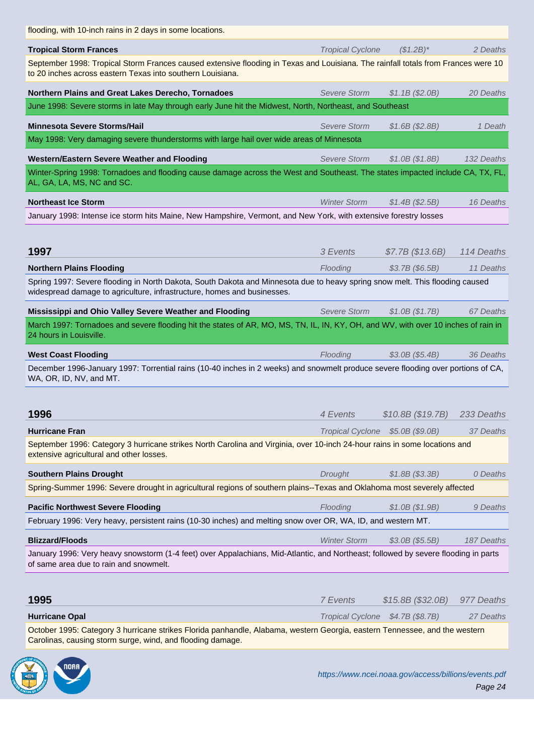flooding, with 10-inch rains in 2 days in some locations.

**Tropical Storm Frances** | *Tropical Cyclone* | *($1.2B)** | *2 Deaths*

September 1998: Tropical Storm Frances caused extensive flooding in Texas and Louisiana. The rainfall totals from Frances were 10 to 20 inches across eastern Texas into southern Louisiana.

**Northern Plains and Great Lakes Derecho, Tornadoes** | *Severe Storm* | *$1.1B ($2.0B)* | *20 Deaths*

June 1998: Severe storms in late May through early June hit the Midwest, North, Northeast, and Southeast

**Minnesota Severe Storms/Hail** | *Severe Storm* | *$1.6B ($2.8B)* | *1 Death*

May 1998: Very damaging severe thunderstorms with large hail over wide areas of Minnesota

**Western/Eastern Severe Weather and Flooding** | *Severe Storm* | *$1.0B ($1.8B)* | *132 Deaths*

Winter-Spring 1998: Tornadoes and flooding cause damage across the West and Southeast. The states impacted include CA, TX, FL, AL, GA, LA, MS, NC and SC.

**Northeast Ice Storm** | *Winter Storm* | *$1.4B ($2.5B)* | *16 Deaths*

January 1998: Intense ice storm hits Maine, New Hampshire, Vermont, and New York, with extensive forestry losses

## 1997

*3 Events* | *$7.7B ($13.6B)* | *114 Deaths*

**Northern Plains Flooding** | *Flooding* | *$3.7B ($6.5B)* | *11 Deaths*

Spring 1997: Severe flooding in North Dakota, South Dakota and Minnesota due to heavy spring snow melt. This flooding caused widespread damage to agriculture, infrastructure, homes and businesses.

**Mississippi and Ohio Valley Severe Weather and Flooding** | *Severe Storm* | *$1.0B ($1.7B)* | *67 Deaths*

March 1997: Tornadoes and severe flooding hit the states of AR, MO, MS, TN, IL, IN, KY, OH, and WV, with over 10 inches of rain in 24 hours in Louisville.

**West Coast Flooding** | *Flooding* | *$3.0B ($5.4B)* | *36 Deaths*

December 1996-January 1997: Torrential rains (10-40 inches in 2 weeks) and snowmelt produce severe flooding over portions of CA, WA, OR, ID, NV, and MT.

## 1996

*4 Events* | *$10.8B ($19.7B)* | *233 Deaths*

**Hurricane Fran** | *Tropical Cyclone* | *$5.0B ($9.0B)* | *37 Deaths*

September 1996: Category 3 hurricane strikes North Carolina and Virginia, over 10-inch 24-hour rains in some locations and extensive agricultural and other losses.

**Southern Plains Drought** | *Drought* | *$1.8B ($3.3B)* | *0 Deaths*

Spring-Summer 1996: Severe drought in agricultural regions of southern plains--Texas and Oklahoma most severely affected

**Pacific Northwest Severe Flooding** | *Flooding* | *$1.0B ($1.9B)* | *9 Deaths*

February 1996: Very heavy, persistent rains (10-30 inches) and melting snow over OR, WA, ID, and western MT.

**Blizzard/Floods** | *Winter Storm* | *$3.0B ($5.5B)* | *187 Deaths*

January 1996: Very heavy snowstorm (1-4 feet) over Appalachians, Mid-Atlantic, and Northeast; followed by severe flooding in parts of same area due to rain and snowmelt.

## 1995

*7 Events* | *$15.8B ($32.0B)* | *977 Deaths*

**Hurricane Opal** | *Tropical Cyclone* | *$4.7B ($8.7B)* | *27 Deaths*

October 1995: Category 3 hurricane strikes Florida panhandle, Alabama, western Georgia, eastern Tennessee, and the western Carolinas, causing storm surge, wind, and flooding damage.

*https://www.ncei.noaa.gov/access/billions/events.pdf*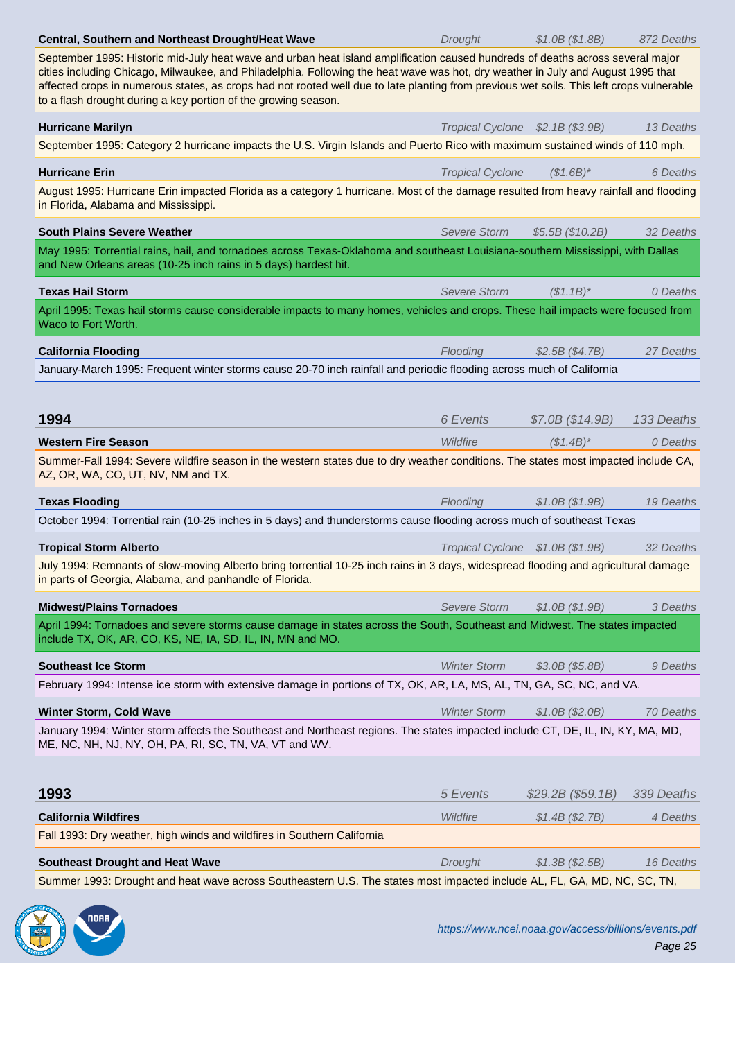**Central, Southern and Northeast Drought/Heat Wave** | *Drought* | *$1.0B ($1.8B)* | *872 Deaths*

September 1995: Historic mid-July heat wave and urban heat island amplification caused hundreds of deaths across several major cities including Chicago, Milwaukee, and Philadelphia. Following the heat wave was hot, dry weather in July and August 1995 that affected crops in numerous states, as crops had not rooted well due to late planting from previous wet soils. This left crops vulnerable to a flash drought during a key portion of the growing season.

**Hurricane Marilyn** | *Tropical Cyclone* | *$2.1B ($3.9B)* | *13 Deaths*

September 1995: Category 2 hurricane impacts the U.S. Virgin Islands and Puerto Rico with maximum sustained winds of 110 mph.

**Hurricane Erin** | *Tropical Cyclone* | *($1.6B)** | *6 Deaths*

August 1995: Hurricane Erin impacted Florida as a category 1 hurricane. Most of the damage resulted from heavy rainfall and flooding in Florida, Alabama and Mississippi.

**South Plains Severe Weather** | *Severe Storm* | *$5.5B ($10.2B)* | *32 Deaths*

May 1995: Torrential rains, hail, and tornadoes across Texas-Oklahoma and southeast Louisiana-southern Mississippi, with Dallas and New Orleans areas (10-25 inch rains in 5 days) hardest hit.

**Texas Hail Storm** | *Severe Storm* | *($1.1B)** | *0 Deaths*

April 1995: Texas hail storms cause considerable impacts to many homes, vehicles and crops. These hail impacts were focused from Waco to Fort Worth.

**California Flooding** | *Flooding* | *$2.5B ($4.7B)* | *27 Deaths*

January-March 1995: Frequent winter storms cause 20-70 inch rainfall and periodic flooding across much of California

## 1994

*6 Events* | *$7.0B ($14.9B)* | *133 Deaths*

**Western Fire Season** | *Wildfire* | *($1.4B)** | *0 Deaths*

Summer-Fall 1994: Severe wildfire season in the western states due to dry weather conditions. The states most impacted include CA, AZ, OR, WA, CO, UT, NV, NM and TX.

**Texas Flooding** | *Flooding* | *$1.0B ($1.9B)* | *19 Deaths*

October 1994: Torrential rain (10-25 inches in 5 days) and thunderstorms cause flooding across much of southeast Texas

**Tropical Storm Alberto** | *Tropical Cyclone* | *$1.0B ($1.9B)* | *32 Deaths*

July 1994: Remnants of slow-moving Alberto bring torrential 10-25 inch rains in 3 days, widespread flooding and agricultural damage in parts of Georgia, Alabama, and panhandle of Florida.

**Midwest/Plains Tornadoes** | *Severe Storm* | *$1.0B ($1.9B)* | *3 Deaths*

April 1994: Tornadoes and severe storms cause damage in states across the South, Southeast and Midwest. The states impacted include TX, OK, AR, CO, KS, NE, IA, SD, IL, IN, MN and MO.

**Southeast Ice Storm** | *Winter Storm* | *$3.0B ($5.8B)* | *9 Deaths*

February 1994: Intense ice storm with extensive damage in portions of TX, OK, AR, LA, MS, AL, TN, GA, SC, NC, and VA.

**Winter Storm, Cold Wave** | *Winter Storm* | *$1.0B ($2.0B)* | *70 Deaths*

January 1994: Winter storm affects the Southeast and Northeast regions. The states impacted include CT, DE, IL, IN, KY, MA, MD, ME, NC, NH, NJ, NY, OH, PA, RI, SC, TN, VA, VT and WV.

## 1993

*5 Events* | *$29.2B ($59.1B)* | *339 Deaths*

**California Wildfires** | *Wildfire* | *$1.4B ($2.7B)* | *4 Deaths*

Fall 1993: Dry weather, high winds and wildfires in Southern California

**Southeast Drought and Heat Wave** | *Drought* | *$1.3B ($2.5B)* | *16 Deaths*

Summer 1993: Drought and heat wave across Southeastern U.S. The states most impacted include AL, FL, GA, MD, NC, SC, TN,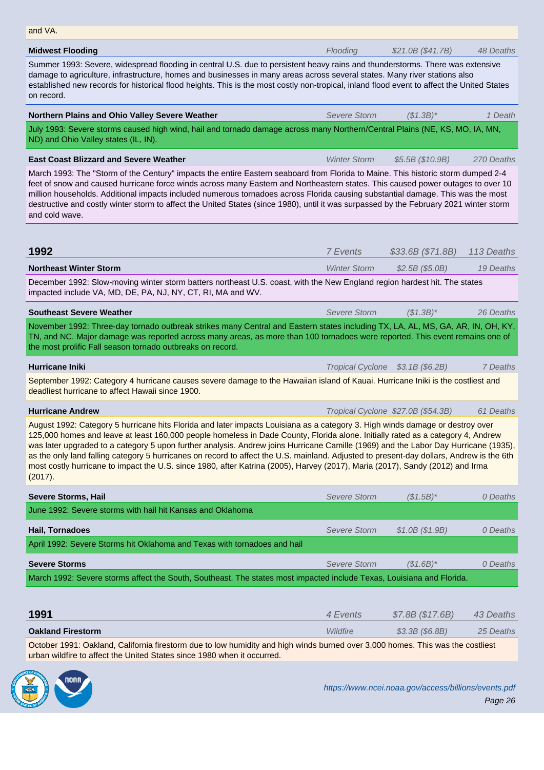and VA.

**Midwest Flooding** | *Flooding* | *$21.0B ($41.7B)* | *48 Deaths*

Summer 1993: Severe, widespread flooding in central U.S. due to persistent heavy rains and thunderstorms. There was extensive damage to agriculture, infrastructure, homes and businesses in many areas across several states. Many river stations also established new records for historical flood heights. This is the most costly non-tropical, inland flood event to affect the United States on record.

**Northern Plains and Ohio Valley Severe Weather** | *Severe Storm* | *($1.3B)** | *1 Death*

July 1993: Severe storms caused high wind, hail and tornado damage across many Northern/Central Plains (NE, KS, MO, IA, MN, ND) and Ohio Valley states (IL, IN).

**East Coast Blizzard and Severe Weather** | *Winter Storm* | *$5.5B ($10.9B)* | *270 Deaths*

March 1993: The "Storm of the Century" impacts the entire Eastern seaboard from Florida to Maine. This historic storm dumped 2-4 feet of snow and caused hurricane force winds across many Eastern and Northeastern states. This caused power outages to over 10 million households. Additional impacts included numerous tornadoes across Florida causing substantial damage. This was the most destructive and costly winter storm to affect the United States (since 1980), until it was surpassed by the February 2021 winter storm and cold wave.

## 1992 | *7 Events* | *$33.6B ($71.8B)* | *113 Deaths*

**Northeast Winter Storm** | *Winter Storm* | *$2.5B ($5.0B)* | *19 Deaths*

December 1992: Slow-moving winter storm batters northeast U.S. coast, with the New England region hardest hit. The states impacted include VA, MD, DE, PA, NJ, NY, CT, RI, MA and WV.

**Southeast Severe Weather** | *Severe Storm* | *($1.3B)** | *26 Deaths*

November 1992: Three-day tornado outbreak strikes many Central and Eastern states including TX, LA, AL, MS, GA, AR, IN, OH, KY, TN, and NC. Major damage was reported across many areas, as more than 100 tornadoes were reported. This event remains one of the most prolific Fall season tornado outbreaks on record.

**Hurricane Iniki** | *Tropical Cyclone* | *$3.1B ($6.2B)* | *7 Deaths*

September 1992: Category 4 hurricane causes severe damage to the Hawaiian island of Kauai. Hurricane Iniki is the costliest and deadliest hurricane to affect Hawaii since 1900.

**Hurricane Andrew** | *Tropical Cyclone* | *$27.0B ($54.3B)* | *61 Deaths*

August 1992: Category 5 hurricane hits Florida and later impacts Louisiana as a category 3. High winds damage or destroy over 125,000 homes and leave at least 160,000 people homeless in Dade County, Florida alone. Initially rated as a category 4, Andrew was later upgraded to a category 5 upon further analysis. Andrew joins Hurricane Camille (1969) and the Labor Day Hurricane (1935), as the only land falling category 5 hurricanes on record to affect the U.S. mainland. Adjusted to present-day dollars, Andrew is the 6th most costly hurricane to impact the U.S. since 1980, after Katrina (2005), Harvey (2017), Maria (2017), Sandy (2012) and Irma (2017).

**Severe Storms, Hail** | *Severe Storm* | *($1.5B)** | *0 Deaths*

June 1992: Severe storms with hail hit Kansas and Oklahoma

**Hail, Tornadoes** | *Severe Storm* | *$1.0B ($1.9B)* | *0 Deaths*

April 1992: Severe Storms hit Oklahoma and Texas with tornadoes and hail

**Severe Storms** | *Severe Storm* | *($1.6B)** | *0 Deaths*

March 1992: Severe storms affect the South, Southeast. The states most impacted include Texas, Louisiana and Florida.

## 1991 | *4 Events* | *$7.8B ($17.6B)* | *43 Deaths*

**Oakland Firestorm** | *Wildfire* | *$3.3B ($6.8B)* | *25 Deaths*

October 1991: Oakland, California firestorm due to low humidity and high winds burned over 3,000 homes. This was the costliest urban wildfire to affect the United States since 1980 when it occurred.

*https://www.ncei.noaa.gov/access/billions/events.pdf*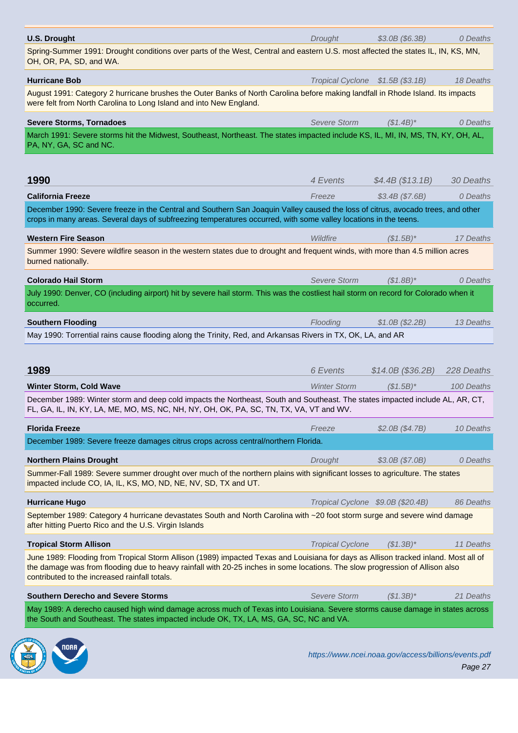**U.S. Drought** | *Drought* | *$3.0B ($6.3B)* | *0 Deaths*

Spring-Summer 1991: Drought conditions over parts of the West, Central and eastern U.S. most affected the states IL, IN, KS, MN, OH, OR, PA, SD, and WA.

**Hurricane Bob** | *Tropical Cyclone* | *$1.5B ($3.1B)* | *18 Deaths*

August 1991: Category 2 hurricane brushes the Outer Banks of North Carolina before making landfall in Rhode Island. Its impacts were felt from North Carolina to Long Island and into New England.

**Severe Storms, Tornadoes** | *Severe Storm* | *($1.4B)** | *0 Deaths*

March 1991: Severe storms hit the Midwest, Southeast, Northeast. The states impacted include KS, IL, MI, IN, MS, TN, KY, OH, AL, PA, NY, GA, SC and NC.

## 1990 | *4 Events* | *$4.4B ($13.1B)* | *30 Deaths*

**California Freeze** | *Freeze* | *$3.4B ($7.6B)* | *0 Deaths*

December 1990: Severe freeze in the Central and Southern San Joaquin Valley caused the loss of citrus, avocado trees, and other crops in many areas. Several days of subfreezing temperatures occurred, with some valley locations in the teens.

**Western Fire Season** | *Wildfire* | *($1.5B)** | *17 Deaths*

Summer 1990: Severe wildfire season in the western states due to drought and frequent winds, with more than 4.5 million acres burned nationally.

**Colorado Hail Storm** | *Severe Storm* | *($1.8B)** | *0 Deaths*

July 1990: Denver, CO (including airport) hit by severe hail storm. This was the costliest hail storm on record for Colorado when it occurred.

**Southern Flooding** | *Flooding* | *$1.0B ($2.2B)* | *13 Deaths*

May 1990: Torrential rains cause flooding along the Trinity, Red, and Arkansas Rivers in TX, OK, LA, and AR

## 1989 | *6 Events* | *$14.0B ($36.2B)* | *228 Deaths*

**Winter Storm, Cold Wave** | *Winter Storm* | *($1.5B)** | *100 Deaths*

December 1989: Winter storm and deep cold impacts the Northeast, South and Southeast. The states impacted include AL, AR, CT, FL, GA, IL, IN, KY, LA, ME, MO, MS, NC, NH, NY, OH, OK, PA, SC, TN, TX, VA, VT and WV.

**Florida Freeze** | *Freeze* | *$2.0B ($4.7B)* | *10 Deaths*

December 1989: Severe freeze damages citrus crops across central/northern Florida.

**Northern Plains Drought** | *Drought* | *$3.0B ($7.0B)* | *0 Deaths*

Summer-Fall 1989: Severe summer drought over much of the northern plains with significant losses to agriculture. The states impacted include CO, IA, IL, KS, MO, ND, NE, NV, SD, TX and UT.

**Hurricane Hugo** | *Tropical Cyclone* | *$9.0B ($20.4B)* | *86 Deaths*

September 1989: Category 4 hurricane devastates South and North Carolina with ~20 foot storm surge and severe wind damage after hitting Puerto Rico and the U.S. Virgin Islands

**Tropical Storm Allison** | *Tropical Cyclone* | *($1.3B)** | *11 Deaths*

June 1989: Flooding from Tropical Storm Allison (1989) impacted Texas and Louisiana for days as Allison tracked inland. Most all of the damage was from flooding due to heavy rainfall with 20-25 inches in some locations. The slow progression of Allison also contributed to the increased rainfall totals.

**Southern Derecho and Severe Storms** | *Severe Storm* | *($1.3B)** | *21 Deaths*

May 1989: A derecho caused high wind damage across much of Texas into Louisiana. Severe storms cause damage in states across the South and Southeast. The states impacted include OK, TX, LA, MS, GA, SC, NC and VA.

*https://www.ncei.noaa.gov/access/billions/events.pdf*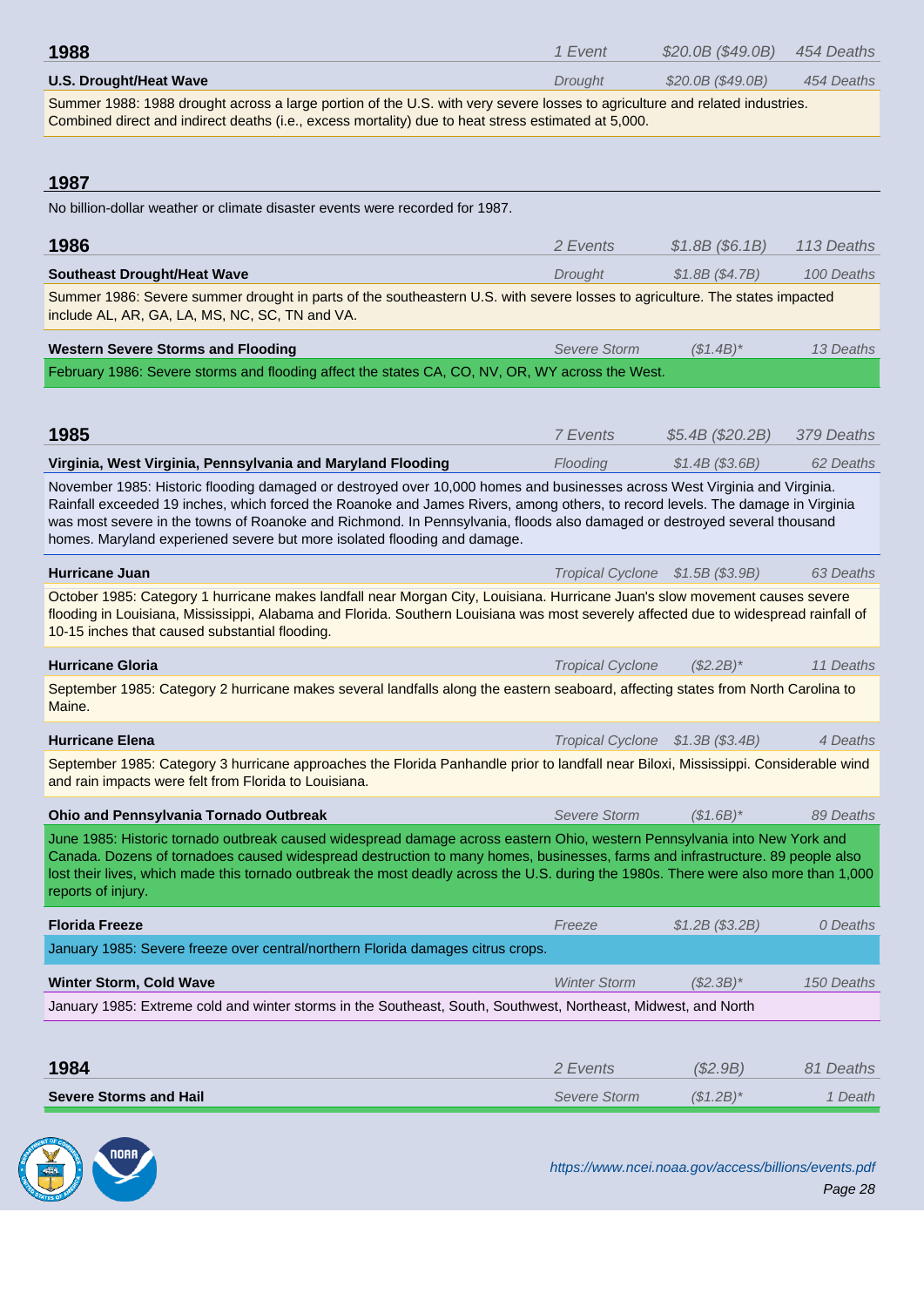## 1988

*1 Event* | *$20.0B ($49.0B)* | *454 Deaths*

**U.S. Drought/Heat Wave** | *Drought* | *$20.0B ($49.0B)* | *454 Deaths*

Summer 1988: 1988 drought across a large portion of the U.S. with very severe losses to agriculture and related industries. Combined direct and indirect deaths (i.e., excess mortality) due to heat stress estimated at 5,000.

## 1987

No billion-dollar weather or climate disaster events were recorded for 1987.

## 1986

*2 Events* | *$1.8B ($6.1B)* | *113 Deaths*

**Southeast Drought/Heat Wave** | *Drought* | *$1.8B ($4.7B)* | *100 Deaths*

Summer 1986: Severe summer drought in parts of the southeastern U.S. with severe losses to agriculture. The states impacted include AL, AR, GA, LA, MS, NC, SC, TN and VA.

**Western Severe Storms and Flooding** | *Severe Storm* | *($1.4B)** | *13 Deaths*

February 1986: Severe storms and flooding affect the states CA, CO, NV, OR, WY across the West.

## 1985

*7 Events* | *$5.4B ($20.2B)* | *379 Deaths*

**Virginia, West Virginia, Pennsylvania and Maryland Flooding** | *Flooding* | *$1.4B ($3.6B)* | *62 Deaths*

November 1985: Historic flooding damaged or destroyed over 10,000 homes and businesses across West Virginia and Virginia. Rainfall exceeded 19 inches, which forced the Roanoke and James Rivers, among others, to record levels. The damage in Virginia was most severe in the towns of Roanoke and Richmond. In Pennsylvania, floods also damaged or destroyed several thousand homes. Maryland experienced severe but more isolated flooding and damage.

**Hurricane Juan** | *Tropical Cyclone* | *$1.5B ($3.9B)* | *63 Deaths*

October 1985: Category 1 hurricane makes landfall near Morgan City, Louisiana. Hurricane Juan's slow movement causes severe flooding in Louisiana, Mississippi, Alabama and Florida. Southern Louisiana was most severely affected due to widespread rainfall of 10-15 inches that caused substantial flooding.

**Hurricane Gloria** | *Tropical Cyclone* | *($2.2B)** | *11 Deaths*

September 1985: Category 2 hurricane makes several landfalls along the eastern seaboard, affecting states from North Carolina to Maine.

**Hurricane Elena** | *Tropical Cyclone* | *$1.3B ($3.4B)* | *4 Deaths*

September 1985: Category 3 hurricane approaches the Florida Panhandle prior to landfall near Biloxi, Mississippi. Considerable wind and rain impacts were felt from Florida to Louisiana.

**Ohio and Pennsylvania Tornado Outbreak** | *Severe Storm* | *($1.6B)** | *89 Deaths*

June 1985: Historic tornado outbreak caused widespread damage across eastern Ohio, western Pennsylvania into New York and Canada. Dozens of tornadoes caused widespread destruction to many homes, businesses, farms and infrastructure. 89 people also lost their lives, which made this tornado outbreak the most deadly across the U.S. during the 1980s. There were also more than 1,000 reports of injury.

**Florida Freeze** | *Freeze* | *$1.2B ($3.2B)* | *0 Deaths*

January 1985: Severe freeze over central/northern Florida damages citrus crops.

**Winter Storm, Cold Wave** | *Winter Storm* | *($2.3B)** | *150 Deaths*

January 1985: Extreme cold and winter storms in the Southeast, South, Southwest, Northeast, Midwest, and North

## 1984

*2 Events* | *($2.9B)* | *81 Deaths*

**Severe Storms and Hail** | *Severe Storm* | *($1.2B)** | *1 Death*

https://www.ncei.noaa.gov/access/billions/events.pdf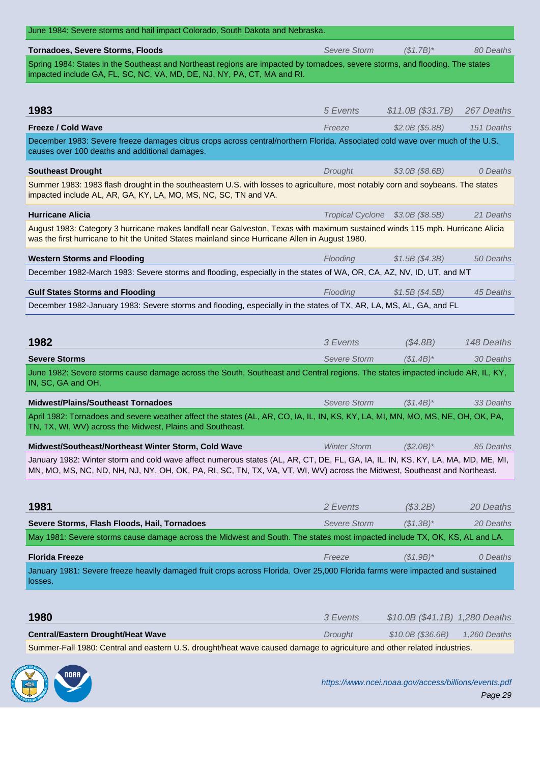June 1984: Severe storms and hail impact Colorado, South Dakota and Nebraska.

**Tornadoes, Severe Storms, Floods** | *Severe Storm* | *($1.7B)** | *80 Deaths*

Spring 1984: States in the Southeast and Northeast regions are impacted by tornadoes, severe storms, and flooding. The states impacted include GA, FL, SC, NC, VA, MD, DE, NJ, NY, PA, CT, MA and RI.

## 1983

*5 Events* | *$11.0B ($31.7B)* | *267 Deaths*

**Freeze / Cold Wave** | *Freeze* | *$2.0B ($5.8B)* | *151 Deaths*

December 1983: Severe freeze damages citrus crops across central/northern Florida. Associated cold wave over much of the U.S. causes over 100 deaths and additional damages.

**Southeast Drought** | *Drought* | *$3.0B ($8.6B)* | *0 Deaths*

Summer 1983: 1983 flash drought in the southeastern U.S. with losses to agriculture, most notably corn and soybeans. The states impacted include AL, AR, GA, KY, LA, MO, MS, NC, SC, TN and VA.

**Hurricane Alicia** | *Tropical Cyclone* | *$3.0B ($8.5B)* | *21 Deaths*

August 1983: Category 3 hurricane makes landfall near Galveston, Texas with maximum sustained winds 115 mph. Hurricane Alicia was the first hurricane to hit the United States mainland since Hurricane Allen in August 1980.

**Western Storms and Flooding** | *Flooding* | *$1.5B ($4.3B)* | *50 Deaths*

December 1982-March 1983: Severe storms and flooding, especially in the states of WA, OR, CA, AZ, NV, ID, UT, and MT

**Gulf States Storms and Flooding** | *Flooding* | *$1.5B ($4.5B)* | *45 Deaths*

December 1982-January 1983: Severe storms and flooding, especially in the states of TX, AR, LA, MS, AL, GA, and FL

## 1982

*3 Events* | *($4.8B)* | *148 Deaths*

**Severe Storms** | *Severe Storm* | *($1.4B)** | *30 Deaths*

June 1982: Severe storms cause damage across the South, Southeast and Central regions. The states impacted include AR, IL, KY, IN, SC, GA and OH.

**Midwest/Plains/Southeast Tornadoes** | *Severe Storm* | *($1.4B)** | *33 Deaths*

April 1982: Tornadoes and severe weather affect the states (AL, AR, CO, IA, IL, IN, KS, KY, LA, MI, MN, MO, MS, NE, OH, OK, PA, TN, TX, WI, WV) across the Midwest, Plains and Southeast.

**Midwest/Southeast/Northeast Winter Storm, Cold Wave** | *Winter Storm* | *($2.0B)** | *85 Deaths*

January 1982: Winter storm and cold wave affect numerous states (AL, AR, CT, DE, FL, GA, IA, IL, IN, KS, KY, LA, MA, MD, ME, MI, MN, MO, MS, NC, ND, NH, NJ, NY, OH, OK, PA, RI, SC, TN, TX, VA, VT, WI, WV) across the Midwest, Southeast and Northeast.

## 1981

*2 Events* | *($3.2B)* | *20 Deaths*

**Severe Storms, Flash Floods, Hail, Tornadoes** | *Severe Storm* | *($1.3B)** | *20 Deaths*

May 1981: Severe storms cause damage across the Midwest and South. The states most impacted include TX, OK, KS, AL and LA.

**Florida Freeze** | *Freeze* | *($1.9B)** | *0 Deaths*

January 1981: Severe freeze heavily damaged fruit crops across Florida. Over 25,000 Florida farms were impacted and sustained losses.

## 1980

*3 Events* | *$10.0B ($41.1B)* | *1,280 Deaths*

**Central/Eastern Drought/Heat Wave** | *Drought* | *$10.0B ($36.6B)* | *1,260 Deaths*

Summer-Fall 1980: Central and eastern U.S. drought/heat wave caused damage to agriculture and other related industries.

*https://www.ncei.noaa.gov/access/billions/events.pdf*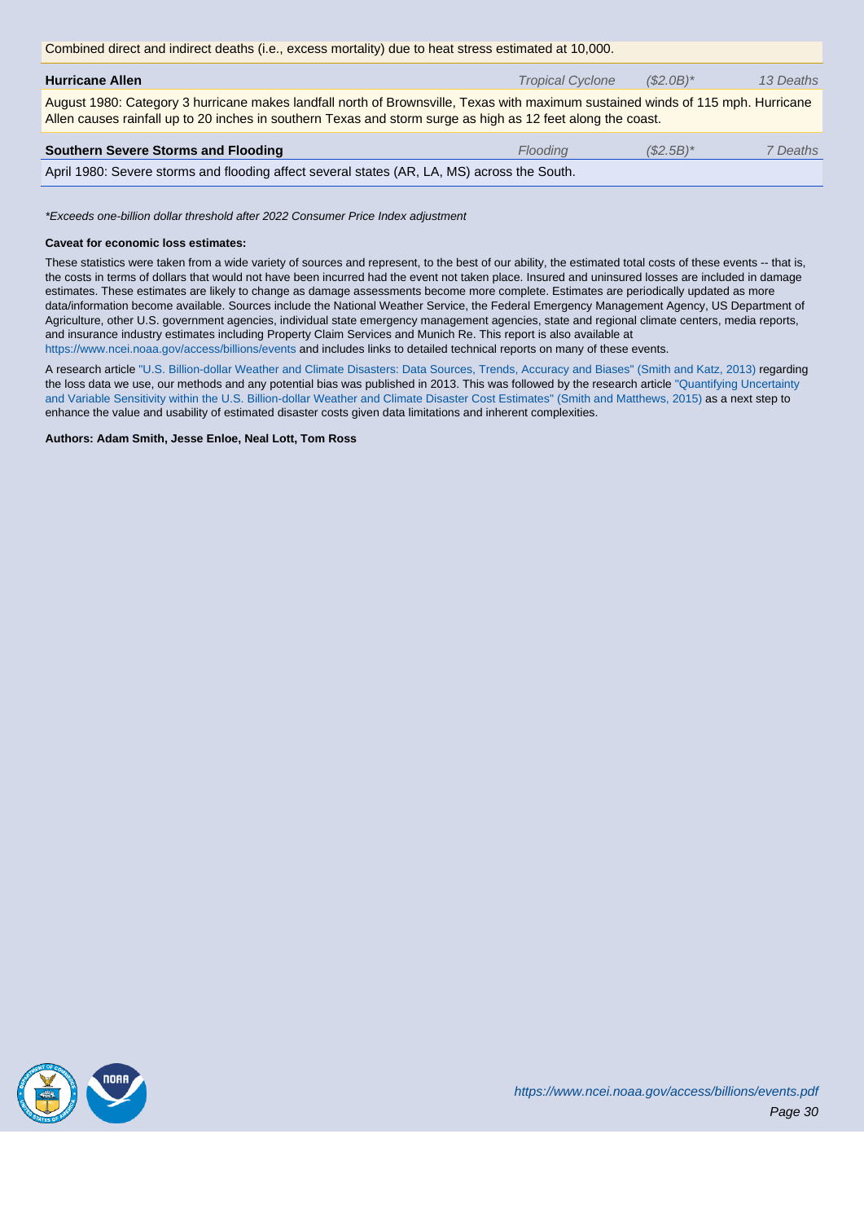Combined direct and indirect deaths (i.e., excess mortality) due to heat stress estimated at 10,000.

| | | | |
|---|---|---|---|
| **Hurricane Allen** | *Tropical Cyclone* | *($2.0B)** | *13 Deaths* |

August 1980: Category 3 hurricane makes landfall north of Brownsville, Texas with maximum sustained winds of 115 mph. Hurricane Allen causes rainfall up to 20 inches in southern Texas and storm surge as high as 12 feet along the coast.

| | | | |
|---|---|---|---|
| **Southern Severe Storms and Flooding** | *Flooding* | *($2.5B)** | *7 Deaths* |

April 1980: Severe storms and flooding affect several states (AR, LA, MS) across the South.

*Exceeds one-billion dollar threshold after 2022 Consumer Price Index adjustment*

**Caveat for economic loss estimates:**

These statistics were taken from a wide variety of sources and represent, to the best of our ability, the estimated total costs of these events -- that is, the costs in terms of dollars that would not have been incurred had the event not taken place. Insured and uninsured losses are included in damage estimates. These estimates are likely to change as damage assessments become more complete. Estimates are periodically updated as more data/information become available. Sources include the National Weather Service, the Federal Emergency Management Agency, US Department of Agriculture, other U.S. government agencies, individual state emergency management agencies, state and regional climate centers, media reports, and insurance industry estimates including Property Claim Services and Munich Re. This report is also available at https://www.ncei.noaa.gov/access/billions/events and includes links to detailed technical reports on many of these events.

A research article "U.S. Billion-dollar Weather and Climate Disasters: Data Sources, Trends, Accuracy and Biases" (Smith and Katz, 2013) regarding the loss data we use, our methods and any potential bias was published in 2013. This was followed by the research article "Quantifying Uncertainty and Variable Sensitivity within the U.S. Billion-dollar Weather and Climate Disaster Cost Estimates" (Smith and Matthews, 2015) as a next step to enhance the value and usability of estimated disaster costs given data limitations and inherent complexities.

**Authors: Adam Smith, Jesse Enloe, Neal Lott, Tom Ross**